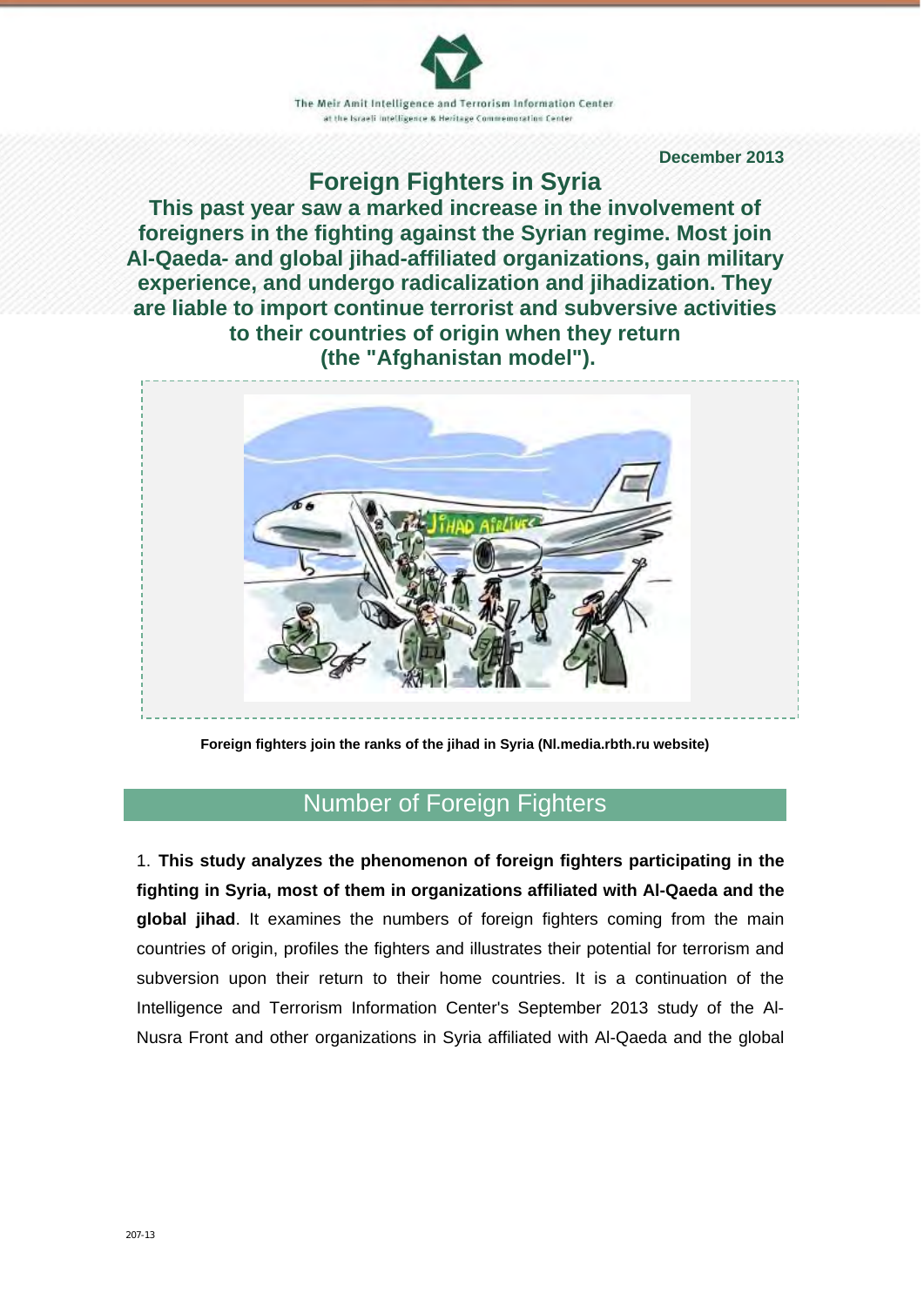The Meir Amit Intelligence and Terrorism Information Center

at the Israeli Intelligence & Heritage Commemoration Center

**December 2013**

# Foreign Fighters in Syria

## This past year saw a marked increase in the involvement of foreigners in the fighting against the Syrian regime. Most join Al-Qaeda- and global jihad-affiliated organizations, gain military experience, and undergo radicalization and jihadization. They are liable to import continue terrorist and subversive activities to their countries of origin when they return (the "Afghanistan model").

**Foreign fighters join the ranks of the jihad in Syria (Nl.media.rbth.ru website)**

## Number of Foreign Fighters

1. **This study analyzes the phenomenon of foreign fighters participating in the fighting in Syria, most of them in organizations affiliated with Al-Qaeda and the global jihad**. It examines the numbers of foreign fighters coming from the main countries of origin, profiles the fighters and illustrates their potential for terrorism and subversion upon their return to their home countries. It is a continuation of the Intelligence and Terrorism Information Center's September 2013 study of the Al-Nusra Front and other organizations in Syria affiliated with Al-Qaeda and the global

207-13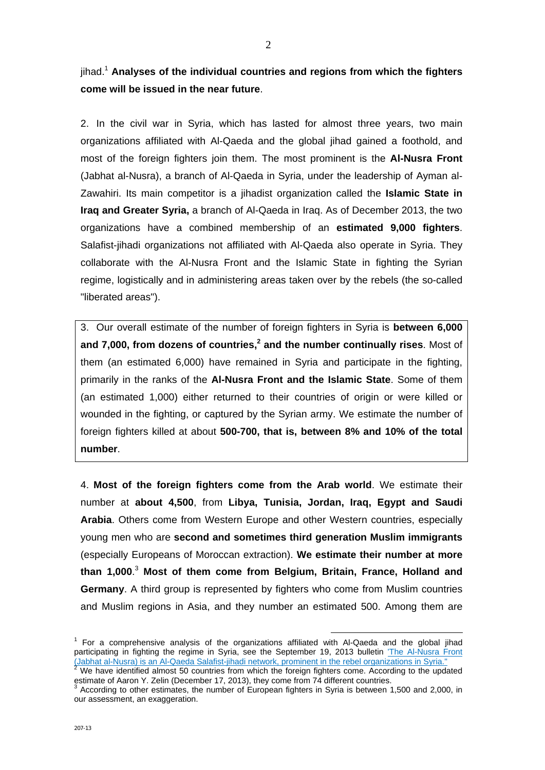jihad.[1] **Analyses of the individual countries and regions from which the fighters come will be issued in the near future**.

2. In the civil war in Syria, which has lasted for almost three years, two main organizations affiliated with Al-Qaeda and the global jihad gained a foothold, and most of the foreign fighters join them. The most prominent is the **Al-Nusra Front** (Jabhat al-Nusra), a branch of Al-Qaeda in Syria, under the leadership of Ayman al-Zawahiri. Its main competitor is a jihadist organization called the **Islamic State in Iraq and Greater Syria,** a branch of Al-Qaeda in Iraq. As of December 2013, the two organizations have a combined membership of an **estimated 9,000 fighters**. Salafist-jihadi organizations not affiliated with Al-Qaeda also operate in Syria. They collaborate with the Al-Nusra Front and the Islamic State in fighting the Syrian regime, logistically and in administering areas taken over by the rebels (the so-called "liberated areas").

3. Our overall estimate of the number of foreign fighters in Syria is **between 6,000 and 7,000, from dozens of countries,[2] and the number continually rises**. Most of them (an estimated 6,000) have remained in Syria and participate in the fighting, primarily in the ranks of the **Al-Nusra Front and the Islamic State**. Some of them (an estimated 1,000) either returned to their countries of origin or were killed or wounded in the fighting, or captured by the Syrian army. We estimate the number of foreign fighters killed at about **500-700, that is, between 8% and 10% of the total number**.

4. **Most of the foreign fighters come from the Arab world**. We estimate their number at **about 4,500**, from **Libya, Tunisia, Jordan, Iraq, Egypt and Saudi Arabia**. Others come from Western Europe and other Western countries, especially young men who are **second and sometimes third generation Muslim immigrants** (especially Europeans of Moroccan extraction). **We estimate their number at more than 1,000**.[3] **Most of them come from Belgium, Britain, France, Holland and Germany**. A third group is represented by fighters who come from Muslim countries and Muslim regions in Asia, and they number an estimated 500. Among them are

---

[1] For a comprehensive analysis of the organizations affiliated with Al-Qaeda and the global jihad participating in fighting the regime in Syria, see the September 19, 2013 bulletin "The Al-Nusra Front (Jabhat al-Nusra) is an Al-Qaeda Salafist-jihadi network, prominent in the rebel organizations in Syria."

[2] We have identified almost 50 countries from which the foreign fighters come. According to the updated estimate of Aaron Y. Zelin (December 17, 2013), they come from 74 different countries.

[3] According to other estimates, the number of European fighters in Syria is between 1,500 and 2,000, in our assessment, an exaggeration.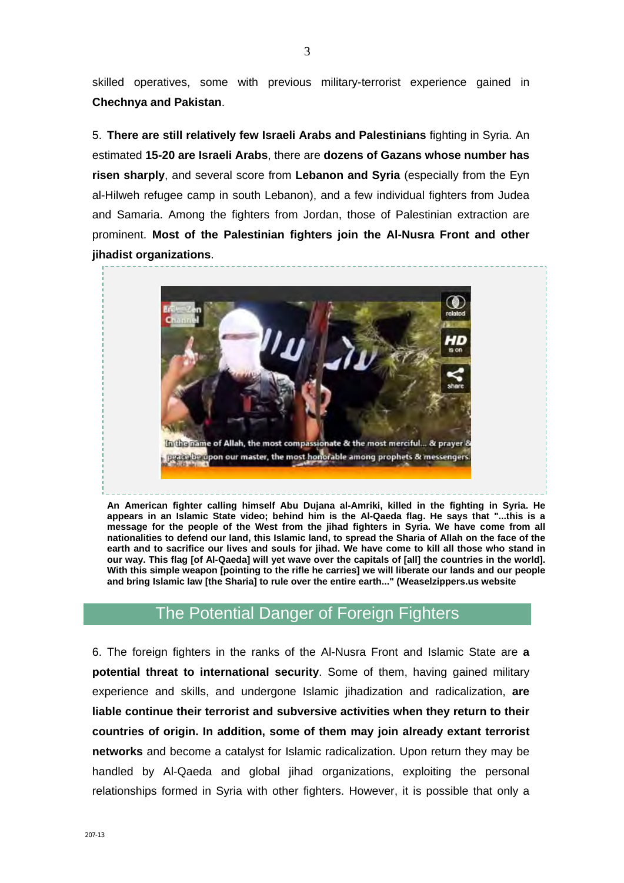skilled operatives, some with previous military-terrorist experience gained in **Chechnya and Pakistan**.

5. **There are still relatively few Israeli Arabs and Palestinians** fighting in Syria. An estimated **15-20 are Israeli Arabs**, there are **dozens of Gazans whose number has risen sharply**, and several score from **Lebanon and Syria** (especially from the Eyn al-Hilweh refugee camp in south Lebanon), and a few individual fighters from Judea and Samaria. Among the fighters from Jordan, those of Palestinian extraction are prominent. **Most of the Palestinian fighters join the Al-Nusra Front and other jihadist organizations**.

**An American fighter calling himself Abu Dujana al-Amriki, killed in the fighting in Syria. He appears in an Islamic State video; behind him is the Al-Qaeda flag. He says that "...this is a message for the people of the West from the jihad fighters in Syria. We have come from all nationalities to defend our land, this Islamic land, to spread the Sharia of Allah on the face of the earth and to sacrifice our lives and souls for jihad. We have come to kill all those who stand in our way. This flag [of Al-Qaeda] will yet wave over the capitals of [all] the countries in the world]. With this simple weapon [pointing to the rifle he carries] we will liberate our lands and our people and bring Islamic law [the Sharia] to rule over the entire earth..." (Weaselzippers.us website**

## The Potential Danger of Foreign Fighters

6. The foreign fighters in the ranks of the Al-Nusra Front and Islamic State are **a potential threat to international security**. Some of them, having gained military experience and skills, and undergone Islamic jihadization and radicalization, **are liable continue their terrorist and subversive activities when they return to their countries of origin. In addition, some of them may join already extant terrorist networks** and become a catalyst for Islamic radicalization. Upon return they may be handled by Al-Qaeda and global jihad organizations, exploiting the personal relationships formed in Syria with other fighters. However, it is possible that only a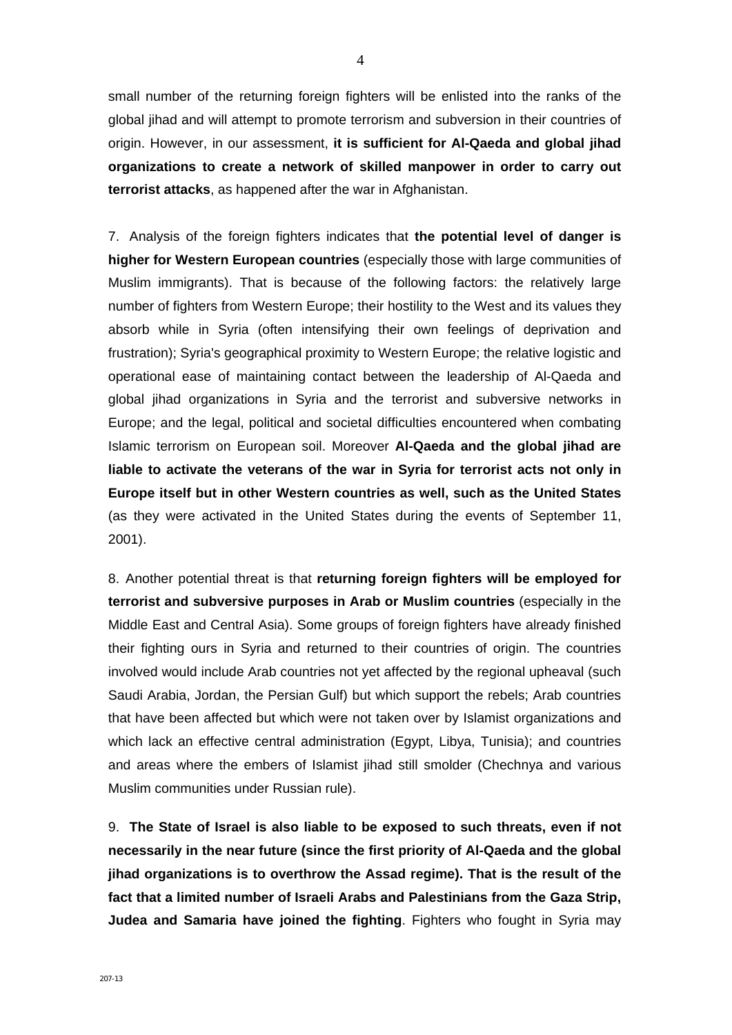small number of the returning foreign fighters will be enlisted into the ranks of the global jihad and will attempt to promote terrorism and subversion in their countries of origin. However, in our assessment, **it is sufficient for Al-Qaeda and global jihad organizations to create a network of skilled manpower in order to carry out terrorist attacks**, as happened after the war in Afghanistan.

7. Analysis of the foreign fighters indicates that **the potential level of danger is higher for Western European countries** (especially those with large communities of Muslim immigrants). That is because of the following factors: the relatively large number of fighters from Western Europe; their hostility to the West and its values they absorb while in Syria (often intensifying their own feelings of deprivation and frustration); Syria's geographical proximity to Western Europe; the relative logistic and operational ease of maintaining contact between the leadership of Al-Qaeda and global jihad organizations in Syria and the terrorist and subversive networks in Europe; and the legal, political and societal difficulties encountered when combating Islamic terrorism on European soil. Moreover **Al-Qaeda and the global jihad are liable to activate the veterans of the war in Syria for terrorist acts not only in Europe itself but in other Western countries as well, such as the United States** (as they were activated in the United States during the events of September 11, 2001).

8. Another potential threat is that **returning foreign fighters will be employed for terrorist and subversive purposes in Arab or Muslim countries** (especially in the Middle East and Central Asia). Some groups of foreign fighters have already finished their fighting ours in Syria and returned to their countries of origin. The countries involved would include Arab countries not yet affected by the regional upheaval (such Saudi Arabia, Jordan, the Persian Gulf) but which support the rebels; Arab countries that have been affected but which were not taken over by Islamist organizations and which lack an effective central administration (Egypt, Libya, Tunisia); and countries and areas where the embers of Islamist jihad still smolder (Chechnya and various Muslim communities under Russian rule).

9. **The State of Israel is also liable to be exposed to such threats, even if not necessarily in the near future (since the first priority of Al-Qaeda and the global jihad organizations is to overthrow the Assad regime). That is the result of the fact that a limited number of Israeli Arabs and Palestinians from the Gaza Strip, Judea and Samaria have joined the fighting**. Fighters who fought in Syria may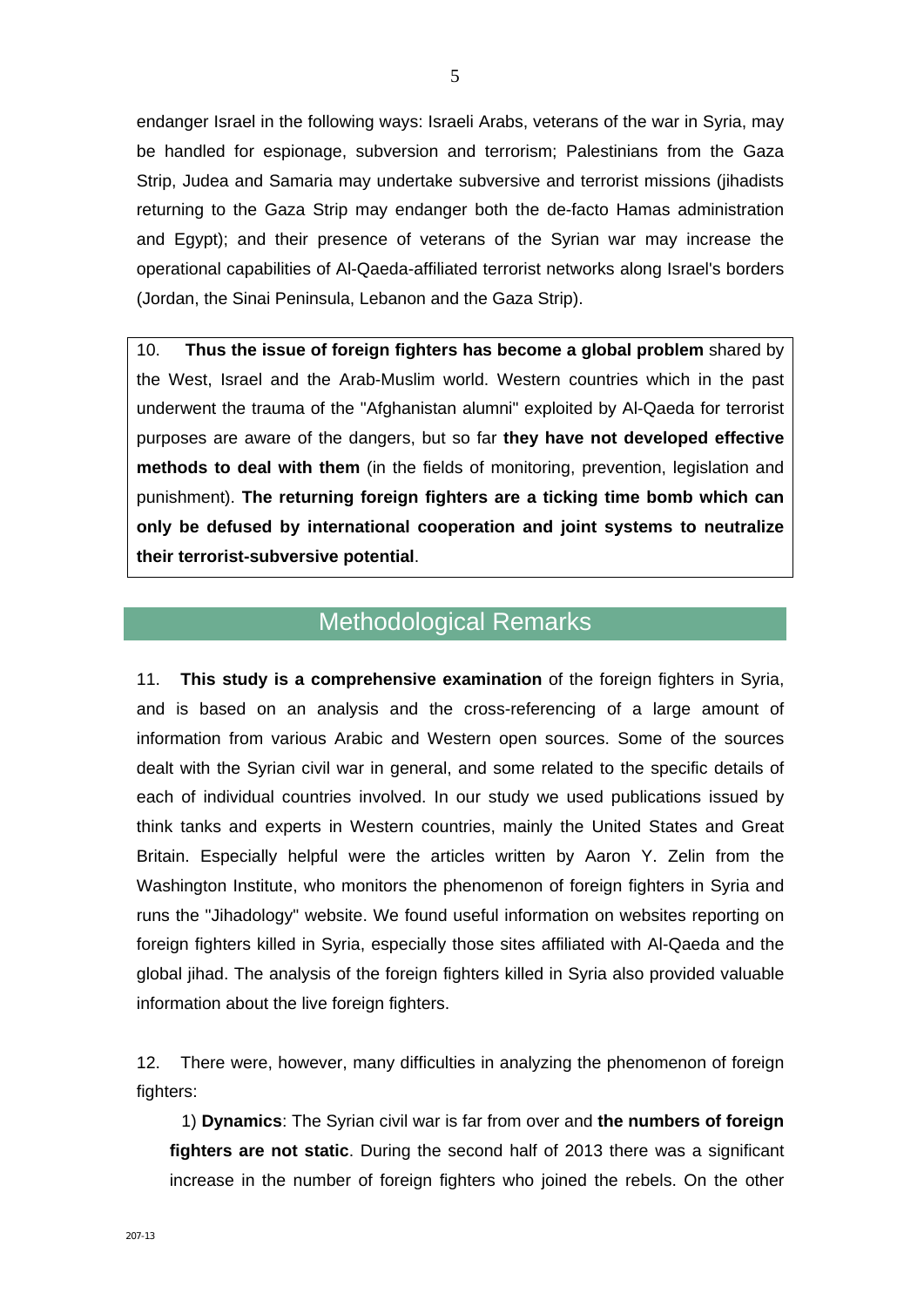endanger Israel in the following ways: Israeli Arabs, veterans of the war in Syria, may be handled for espionage, subversion and terrorism; Palestinians from the Gaza Strip, Judea and Samaria may undertake subversive and terrorist missions (jihadists returning to the Gaza Strip may endanger both the de-facto Hamas administration and Egypt); and their presence of veterans of the Syrian war may increase the operational capabilities of Al-Qaeda-affiliated terrorist networks along Israel's borders (Jordan, the Sinai Peninsula, Lebanon and the Gaza Strip).

10. **Thus the issue of foreign fighters has become a global problem** shared by the West, Israel and the Arab-Muslim world. Western countries which in the past underwent the trauma of the "Afghanistan alumni" exploited by Al-Qaeda for terrorist purposes are aware of the dangers, but so far **they have not developed effective methods to deal with them** (in the fields of monitoring, prevention, legislation and punishment). **The returning foreign fighters are a ticking time bomb which can only be defused by international cooperation and joint systems to neutralize their terrorist-subversive potential**.

## Methodological Remarks

11. **This study is a comprehensive examination** of the foreign fighters in Syria, and is based on an analysis and the cross-referencing of a large amount of information from various Arabic and Western open sources. Some of the sources dealt with the Syrian civil war in general, and some related to the specific details of each of individual countries involved. In our study we used publications issued by think tanks and experts in Western countries, mainly the United States and Great Britain. Especially helpful were the articles written by Aaron Y. Zelin from the Washington Institute, who monitors the phenomenon of foreign fighters in Syria and runs the "Jihadology" website. We found useful information on websites reporting on foreign fighters killed in Syria, especially those sites affiliated with Al-Qaeda and the global jihad. The analysis of the foreign fighters killed in Syria also provided valuable information about the live foreign fighters.

12. There were, however, many difficulties in analyzing the phenomenon of foreign fighters:

1) **Dynamics**: The Syrian civil war is far from over and **the numbers of foreign fighters are not static**. During the second half of 2013 there was a significant increase in the number of foreign fighters who joined the rebels. On the other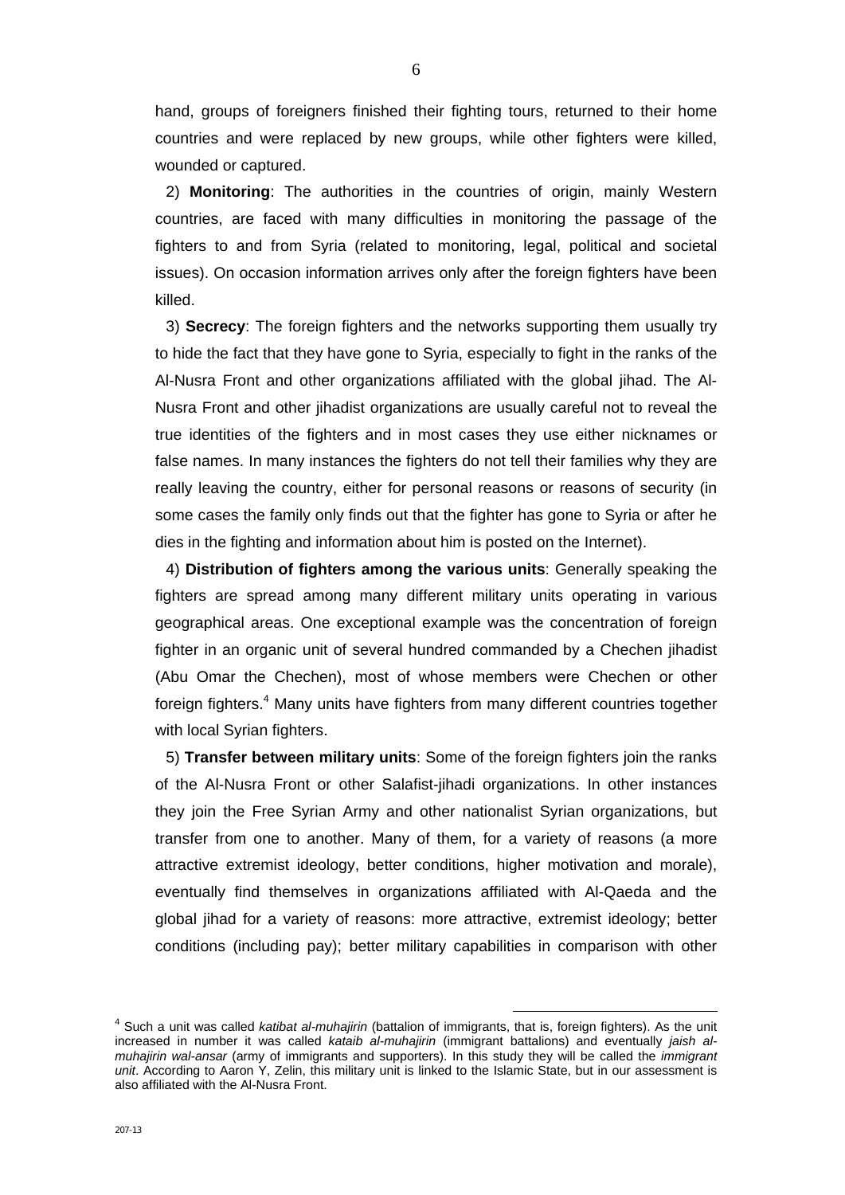hand, groups of foreigners finished their fighting tours, returned to their home countries and were replaced by new groups, while other fighters were killed, wounded or captured.

2) **Monitoring**: The authorities in the countries of origin, mainly Western countries, are faced with many difficulties in monitoring the passage of the fighters to and from Syria (related to monitoring, legal, political and societal issues). On occasion information arrives only after the foreign fighters have been killed.

3) **Secrecy**: The foreign fighters and the networks supporting them usually try to hide the fact that they have gone to Syria, especially to fight in the ranks of the Al-Nusra Front and other organizations affiliated with the global jihad. The Al-Nusra Front and other jihadist organizations are usually careful not to reveal the true identities of the fighters and in most cases they use either nicknames or false names. In many instances the fighters do not tell their families why they are really leaving the country, either for personal reasons or reasons of security (in some cases the family only finds out that the fighter has gone to Syria or after he dies in the fighting and information about him is posted on the Internet).

4) **Distribution of fighters among the various units**: Generally speaking the fighters are spread among many different military units operating in various geographical areas. One exceptional example was the concentration of foreign fighter in an organic unit of several hundred commanded by a Chechen jihadist (Abu Omar the Chechen), most of whose members were Chechen or other foreign fighters.[4] Many units have fighters from many different countries together with local Syrian fighters.

5) **Transfer between military units**: Some of the foreign fighters join the ranks of the Al-Nusra Front or other Salafist-jihadi organizations. In other instances they join the Free Syrian Army and other nationalist Syrian organizations, but transfer from one to another. Many of them, for a variety of reasons (a more attractive extremist ideology, better conditions, higher motivation and morale), eventually find themselves in organizations affiliated with Al-Qaeda and the global jihad for a variety of reasons: more attractive, extremist ideology; better conditions (including pay); better military capabilities in comparison with other

---

[4] Such a unit was called *katibat al-muhajirin* (battalion of immigrants, that is, foreign fighters). As the unit increased in number it was called *kataib al-muhajirin* (immigrant battalions) and eventually *jaish al-muhajirin wal-ansar* (army of immigrants and supporters). In this study they will be called the *immigrant unit*. According to Aaron Y, Zelin, this military unit is linked to the Islamic State, but in our assessment is also affiliated with the Al-Nusra Front.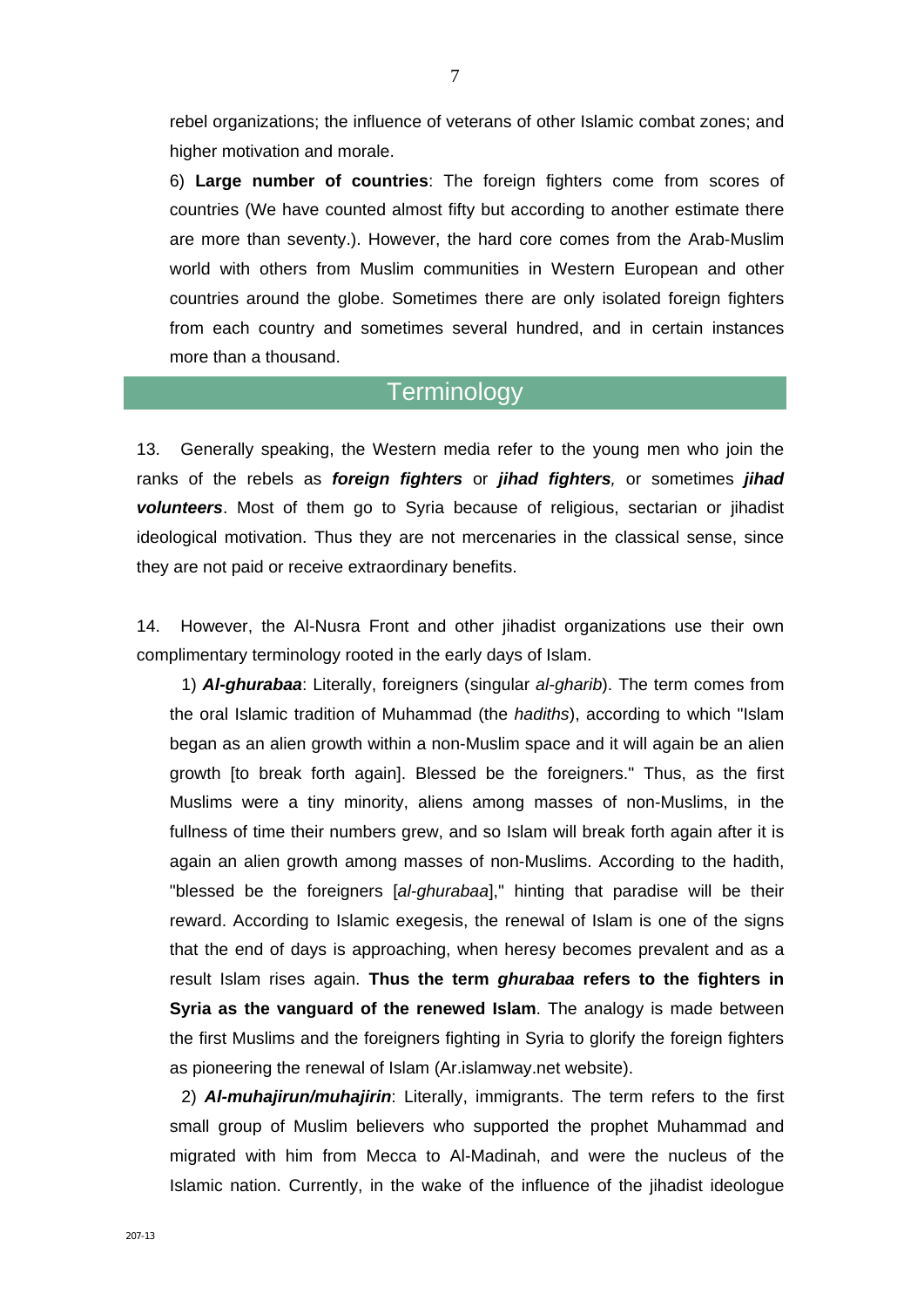rebel organizations; the influence of veterans of other Islamic combat zones; and higher motivation and morale.

6) **Large number of countries**: The foreign fighters come from scores of countries (We have counted almost fifty but according to another estimate there are more than seventy.). However, the hard core comes from the Arab-Muslim world with others from Muslim communities in Western European and other countries around the globe. Sometimes there are only isolated foreign fighters from each country and sometimes several hundred, and in certain instances more than a thousand.

## Terminology

13. Generally speaking, the Western media refer to the young men who join the ranks of the rebels as ***foreign fighters*** or ***jihad fighters****,* or sometimes ***jihad volunteers***. Most of them go to Syria because of religious, sectarian or jihadist ideological motivation. Thus they are not mercenaries in the classical sense, since they are not paid or receive extraordinary benefits.

14. However, the Al-Nusra Front and other jihadist organizations use their own complimentary terminology rooted in the early days of Islam.

1) ***Al-ghurabaa***: Literally, foreigners (singular *al-gharib*). The term comes from the oral Islamic tradition of Muhammad (the *hadiths*), according to which "Islam began as an alien growth within a non-Muslim space and it will again be an alien growth [to break forth again]. Blessed be the foreigners." Thus, as the first Muslims were a tiny minority, aliens among masses of non-Muslims, in the fullness of time their numbers grew, and so Islam will break forth again after it is again an alien growth among masses of non-Muslims. According to the hadith, "blessed be the foreigners [*al-ghurabaa*]," hinting that paradise will be their reward. According to Islamic exegesis, the renewal of Islam is one of the signs that the end of days is approaching, when heresy becomes prevalent and as a result Islam rises again. **Thus the term *ghurabaa* refers to the fighters in Syria as the vanguard of the renewed Islam**. The analogy is made between the first Muslims and the foreigners fighting in Syria to glorify the foreign fighters as pioneering the renewal of Islam (Ar.islamway.net website).

2) ***Al-muhajirun/muhajirin***: Literally, immigrants. The term refers to the first small group of Muslim believers who supported the prophet Muhammad and migrated with him from Mecca to Al-Madinah, and were the nucleus of the Islamic nation. Currently, in the wake of the influence of the jihadist ideologue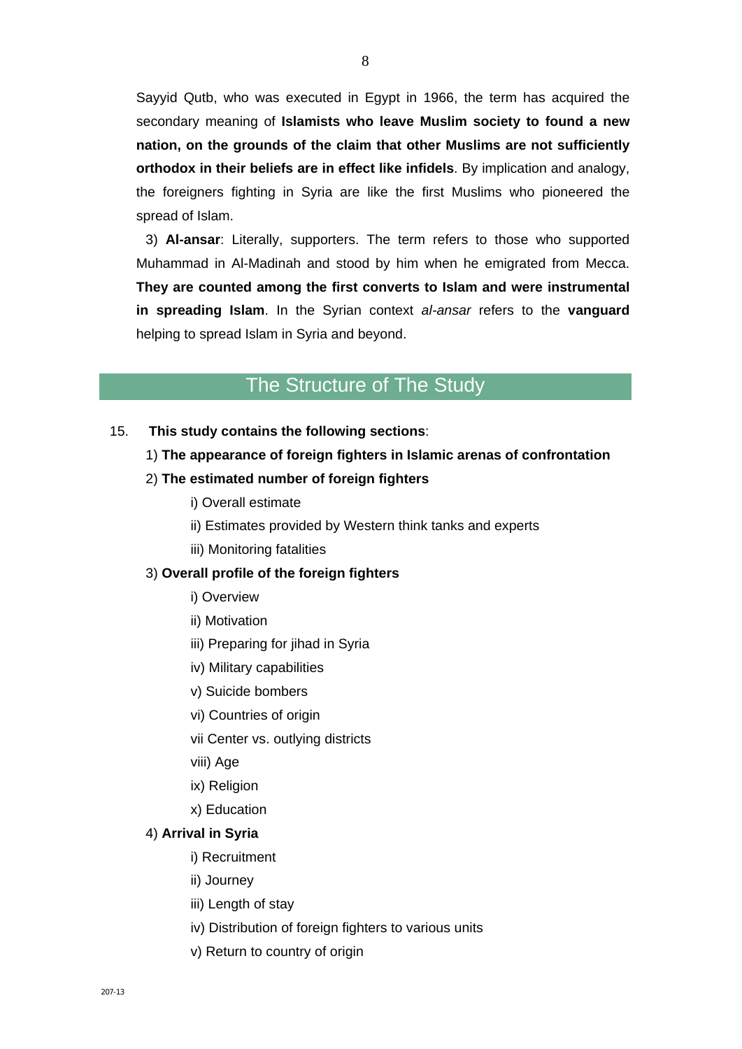Sayyid Qutb, who was executed in Egypt in 1966, the term has acquired the secondary meaning of **Islamists who leave Muslim society to found a new nation, on the grounds of the claim that other Muslims are not sufficiently orthodox in their beliefs are in effect like infidels**. By implication and analogy, the foreigners fighting in Syria are like the first Muslims who pioneered the spread of Islam.

3) **Al-ansar**: Literally, supporters. The term refers to those who supported Muhammad in Al-Madinah and stood by him when he emigrated from Mecca. **They are counted among the first converts to Islam and were instrumental in spreading Islam**. In the Syrian context *al-ansar* refers to the **vanguard** helping to spread Islam in Syria and beyond.

## The Structure of The Study

15. **This study contains the following sections**:

1) **The appearance of foreign fighters in Islamic arenas of confrontation**

2) **The estimated number of foreign fighters**

    i) Overall estimate

    ii) Estimates provided by Western think tanks and experts

    iii) Monitoring fatalities

3) **Overall profile of the foreign fighters**

    i) Overview

    ii) Motivation

    iii) Preparing for jihad in Syria

    iv) Military capabilities

    v) Suicide bombers

    vi) Countries of origin

    vii Center vs. outlying districts

    viii) Age

    ix) Religion

    x) Education

4) **Arrival in Syria**

    i) Recruitment

    ii) Journey

    iii) Length of stay

    iv) Distribution of foreign fighters to various units

    v) Return to country of origin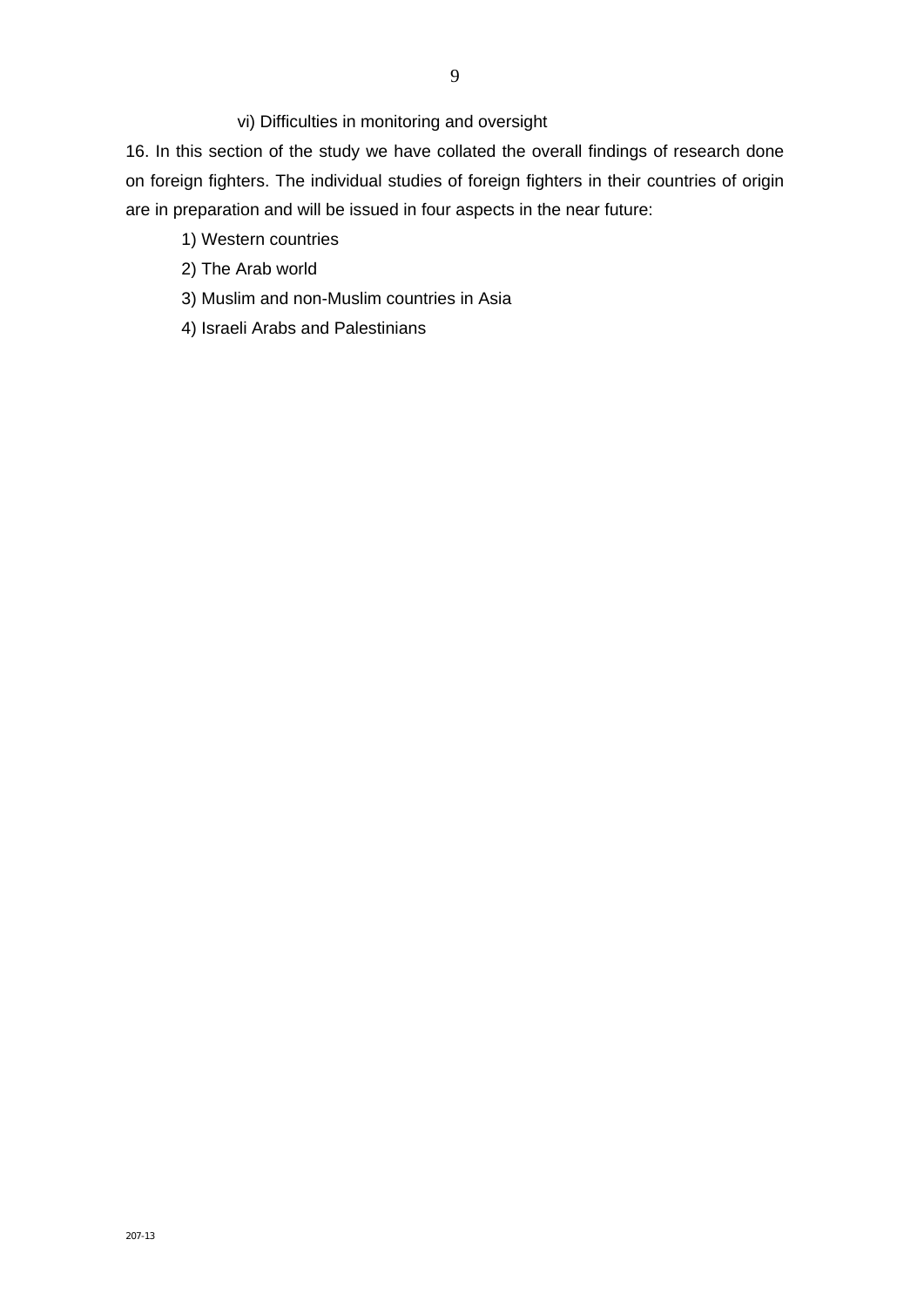vi) Difficulties in monitoring and oversight

16. In this section of the study we have collated the overall findings of research done on foreign fighters. The individual studies of foreign fighters in their countries of origin are in preparation and will be issued in four aspects in the near future:

1) Western countries
2) The Arab world
3) Muslim and non-Muslim countries in Asia
4) Israeli Arabs and Palestinians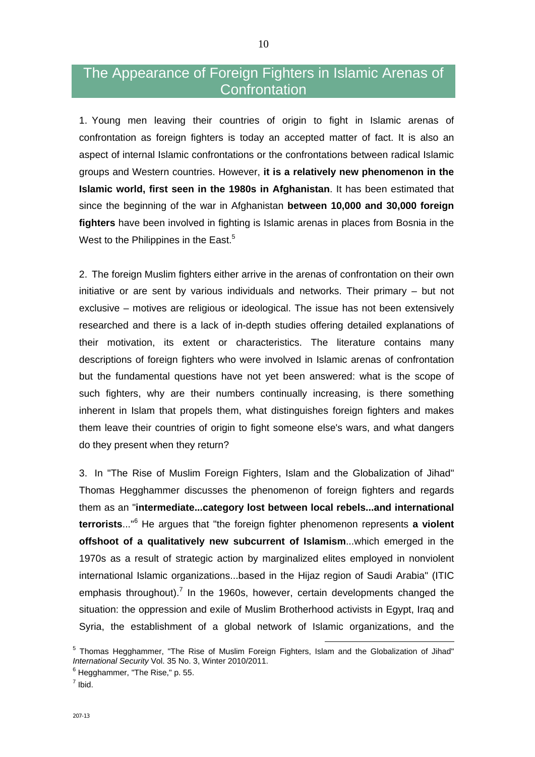## The Appearance of Foreign Fighters in Islamic Arenas of Confrontation

1. Young men leaving their countries of origin to fight in Islamic arenas of confrontation as foreign fighters is today an accepted matter of fact. It is also an aspect of internal Islamic confrontations or the confrontations between radical Islamic groups and Western countries. However, **it is a relatively new phenomenon in the Islamic world, first seen in the 1980s in Afghanistan**. It has been estimated that since the beginning of the war in Afghanistan **between 10,000 and 30,000 foreign fighters** have been involved in fighting is Islamic arenas in places from Bosnia in the West to the Philippines in the East.[5]

2. The foreign Muslim fighters either arrive in the arenas of confrontation on their own initiative or are sent by various individuals and networks. Their primary – but not exclusive – motives are religious or ideological. The issue has not been extensively researched and there is a lack of in-depth studies offering detailed explanations of their motivation, its extent or characteristics. The literature contains many descriptions of foreign fighters who were involved in Islamic arenas of confrontation but the fundamental questions have not yet been answered: what is the scope of such fighters, why are their numbers continually increasing, is there something inherent in Islam that propels them, what distinguishes foreign fighters and makes them leave their countries of origin to fight someone else's wars, and what dangers do they present when they return?

3. In "The Rise of Muslim Foreign Fighters, Islam and the Globalization of Jihad" Thomas Hegghammer discusses the phenomenon of foreign fighters and regards them as an "**intermediate...category lost between local rebels...and international terrorists**..."[6] He argues that "the foreign fighter phenomenon represents **a violent offshoot of a qualitatively new subcurrent of Islamism**...which emerged in the 1970s as a result of strategic action by marginalized elites employed in nonviolent international Islamic organizations...based in the Hijaz region of Saudi Arabia" (ITIC emphasis throughout).[7] In the 1960s, however, certain developments changed the situation: the oppression and exile of Muslim Brotherhood activists in Egypt, Iraq and Syria, the establishment of a global network of Islamic organizations, and the

---

[5] Thomas Hegghammer, "The Rise of Muslim Foreign Fighters, Islam and the Globalization of Jihad" *International Security* Vol. 35 No. 3, Winter 2010/2011.

[6] Hegghammer, "The Rise," p. 55.

[7] Ibid.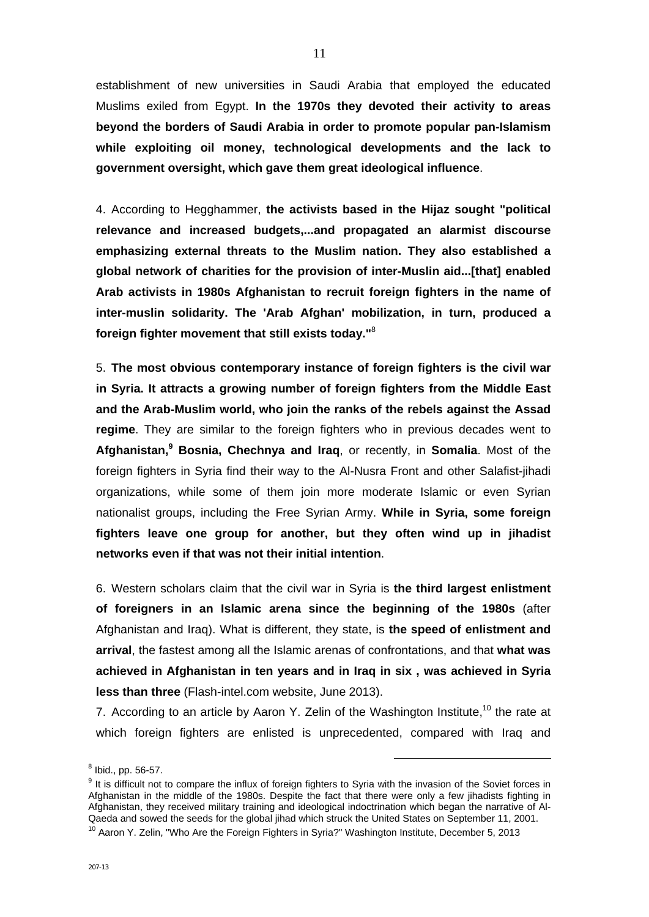establishment of new universities in Saudi Arabia that employed the educated Muslims exiled from Egypt. **In the 1970s they devoted their activity to areas beyond the borders of Saudi Arabia in order to promote popular pan-Islamism while exploiting oil money, technological developments and the lack to government oversight, which gave them great ideological influence**.

4. According to Hegghammer, **the activists based in the Hijaz sought "political relevance and increased budgets,...and propagated an alarmist discourse emphasizing external threats to the Muslim nation. They also established a global network of charities for the provision of inter-Muslin aid...[that] enabled Arab activists in 1980s Afghanistan to recruit foreign fighters in the name of inter-muslin solidarity. The 'Arab Afghan' mobilization, in turn, produced a foreign fighter movement that still exists today."**[8]

5. **The most obvious contemporary instance of foreign fighters is the civil war in Syria. It attracts a growing number of foreign fighters from the Middle East and the Arab-Muslim world, who join the ranks of the rebels against the Assad regime**. They are similar to the foreign fighters who in previous decades went to **Afghanistan,[9] Bosnia, Chechnya and Iraq**, or recently, in **Somalia**. Most of the foreign fighters in Syria find their way to the Al-Nusra Front and other Salafist-jihadi organizations, while some of them join more moderate Islamic or even Syrian nationalist groups, including the Free Syrian Army. **While in Syria, some foreign fighters leave one group for another, but they often wind up in jihadist networks even if that was not their initial intention**.

6. Western scholars claim that the civil war in Syria is **the third largest enlistment of foreigners in an Islamic arena since the beginning of the 1980s** (after Afghanistan and Iraq). What is different, they state, is **the speed of enlistment and arrival**, the fastest among all the Islamic arenas of confrontations, and that **what was achieved in Afghanistan in ten years and in Iraq in six , was achieved in Syria less than three** (Flash-intel.com website, June 2013).

7. According to an article by Aaron Y. Zelin of the Washington Institute,[10] the rate at which foreign fighters are enlisted is unprecedented, compared with Iraq and

---

[8] Ibid., pp. 56-57.

[9] It is difficult not to compare the influx of foreign fighters to Syria with the invasion of the Soviet forces in Afghanistan in the middle of the 1980s. Despite the fact that there were only a few jihadists fighting in Afghanistan, they received military training and ideological indoctrination which began the narrative of Al-Qaeda and sowed the seeds for the global jihad which struck the United States on September 11, 2001.

[10] Aaron Y. Zelin, "Who Are the Foreign Fighters in Syria?" Washington Institute, December 5, 2013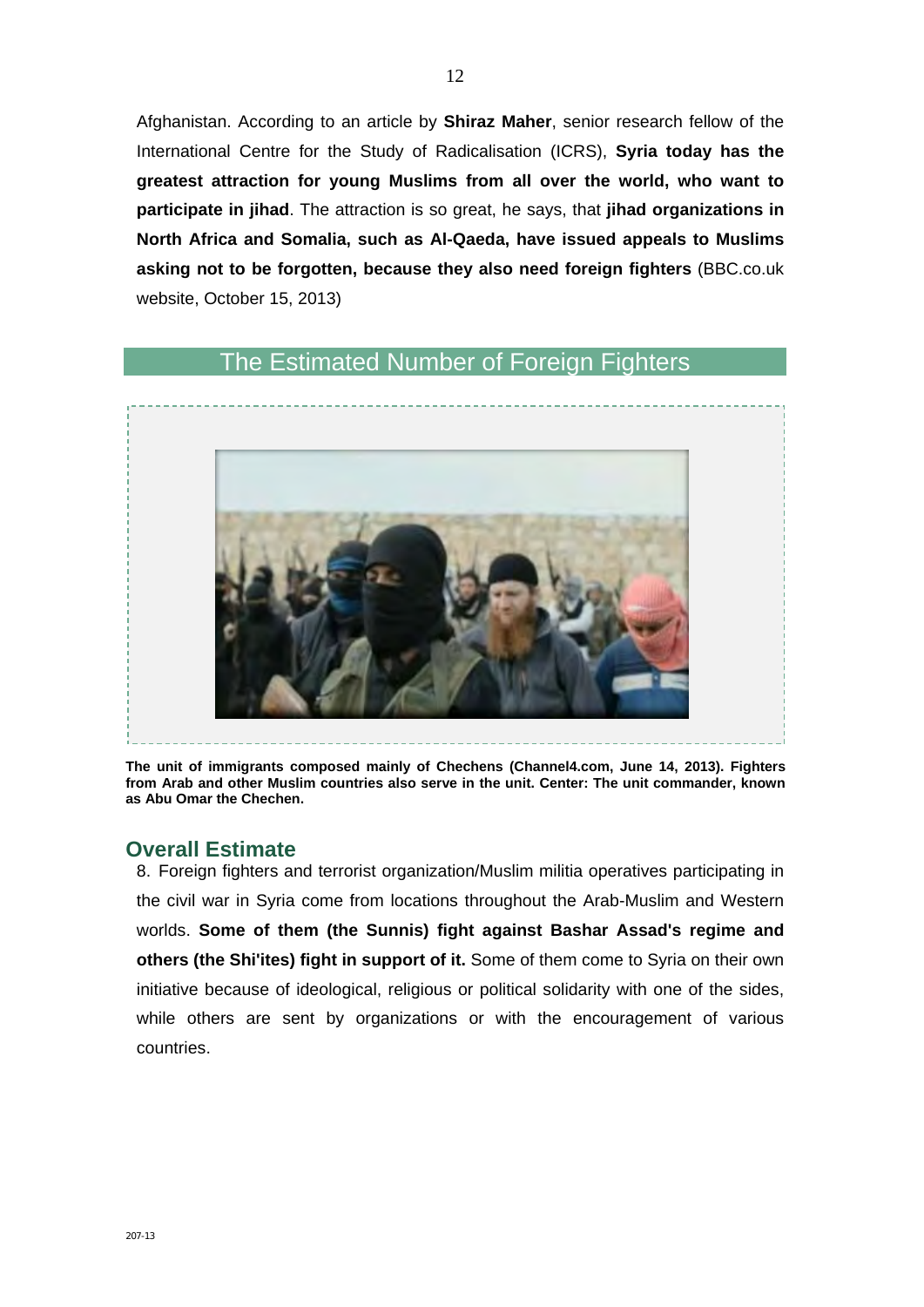Afghanistan. According to an article by **Shiraz Maher**, senior research fellow of the International Centre for the Study of Radicalisation (ICRS), **Syria today has the greatest attraction for young Muslims from all over the world, who want to participate in jihad**. The attraction is so great, he says, that **jihad organizations in North Africa and Somalia, such as Al-Qaeda, have issued appeals to Muslims asking not to be forgotten, because they also need foreign fighters** (BBC.co.uk website, October 15, 2013)

## The Estimated Number of Foreign Fighters

**The unit of immigrants composed mainly of Chechens (Channel4.com, June 14, 2013). Fighters from Arab and other Muslim countries also serve in the unit. Center: The unit commander, known as Abu Omar the Chechen.**

### Overall Estimate

8. Foreign fighters and terrorist organization/Muslim militia operatives participating in the civil war in Syria come from locations throughout the Arab-Muslim and Western worlds. **Some of them (the Sunnis) fight against Bashar Assad's regime and others (the Shi'ites) fight in support of it.** Some of them come to Syria on their own initiative because of ideological, religious or political solidarity with one of the sides, while others are sent by organizations or with the encouragement of various countries.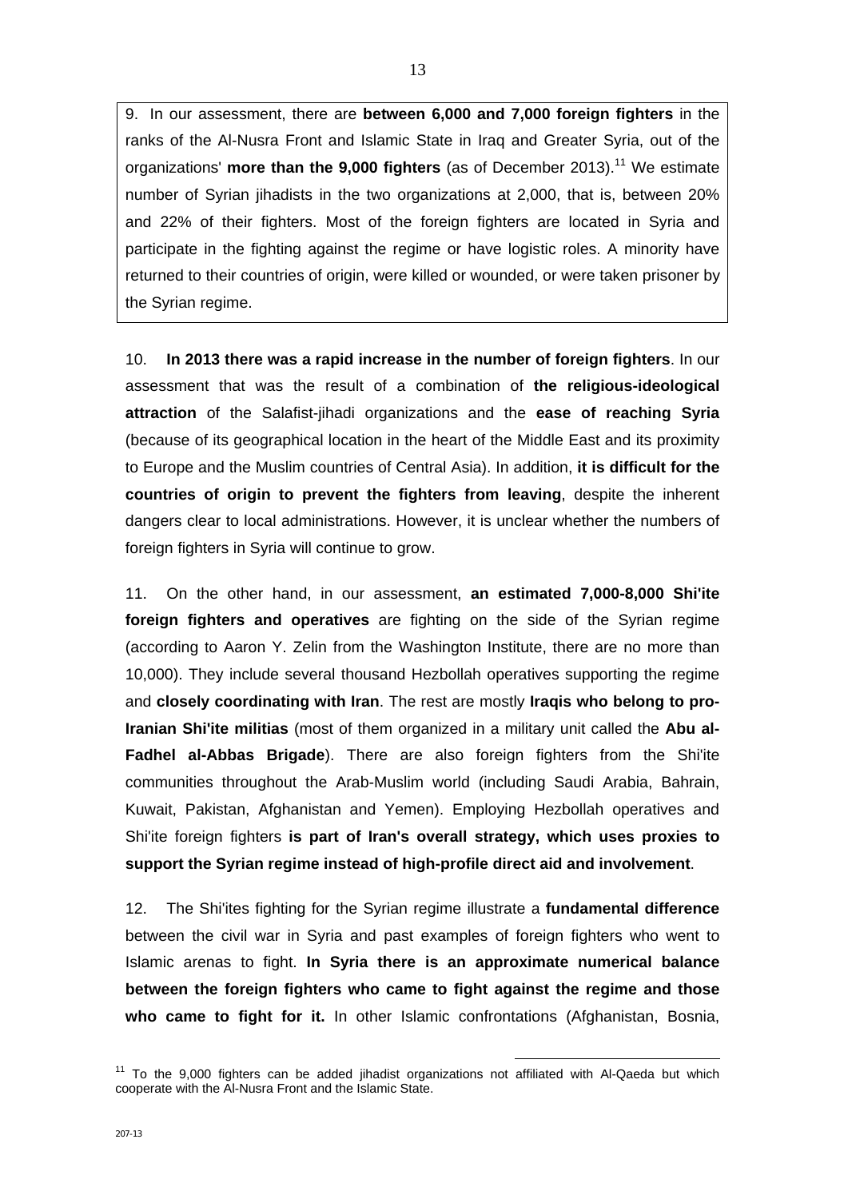9. In our assessment, there are **between 6,000 and 7,000 foreign fighters** in the ranks of the Al-Nusra Front and Islamic State in Iraq and Greater Syria, out of the organizations' **more than the 9,000 fighters** (as of December 2013).[11] We estimate number of Syrian jihadists in the two organizations at 2,000, that is, between 20% and 22% of their fighters. Most of the foreign fighters are located in Syria and participate in the fighting against the regime or have logistic roles. A minority have returned to their countries of origin, were killed or wounded, or were taken prisoner by the Syrian regime.

10. **In 2013 there was a rapid increase in the number of foreign fighters**. In our assessment that was the result of a combination of **the religious-ideological attraction** of the Salafist-jihadi organizations and the **ease of reaching Syria** (because of its geographical location in the heart of the Middle East and its proximity to Europe and the Muslim countries of Central Asia). In addition, **it is difficult for the countries of origin to prevent the fighters from leaving**, despite the inherent dangers clear to local administrations. However, it is unclear whether the numbers of foreign fighters in Syria will continue to grow.

11. On the other hand, in our assessment, **an estimated 7,000-8,000 Shi'ite foreign fighters and operatives** are fighting on the side of the Syrian regime (according to Aaron Y. Zelin from the Washington Institute, there are no more than 10,000). They include several thousand Hezbollah operatives supporting the regime and **closely coordinating with Iran**. The rest are mostly **Iraqis who belong to pro-Iranian Shi'ite militias** (most of them organized in a military unit called the **Abu al-Fadhel al-Abbas Brigade**). There are also foreign fighters from the Shi'ite communities throughout the Arab-Muslim world (including Saudi Arabia, Bahrain, Kuwait, Pakistan, Afghanistan and Yemen). Employing Hezbollah operatives and Shi'ite foreign fighters **is part of Iran's overall strategy, which uses proxies to support the Syrian regime instead of high-profile direct aid and involvement**.

12. The Shi'ites fighting for the Syrian regime illustrate a **fundamental difference** between the civil war in Syria and past examples of foreign fighters who went to Islamic arenas to fight. **In Syria there is an approximate numerical balance between the foreign fighters who came to fight against the regime and those who came to fight for it.** In other Islamic confrontations (Afghanistan, Bosnia,

---

[11] To the 9,000 fighters can be added jihadist organizations not affiliated with Al-Qaeda but which cooperate with the Al-Nusra Front and the Islamic State.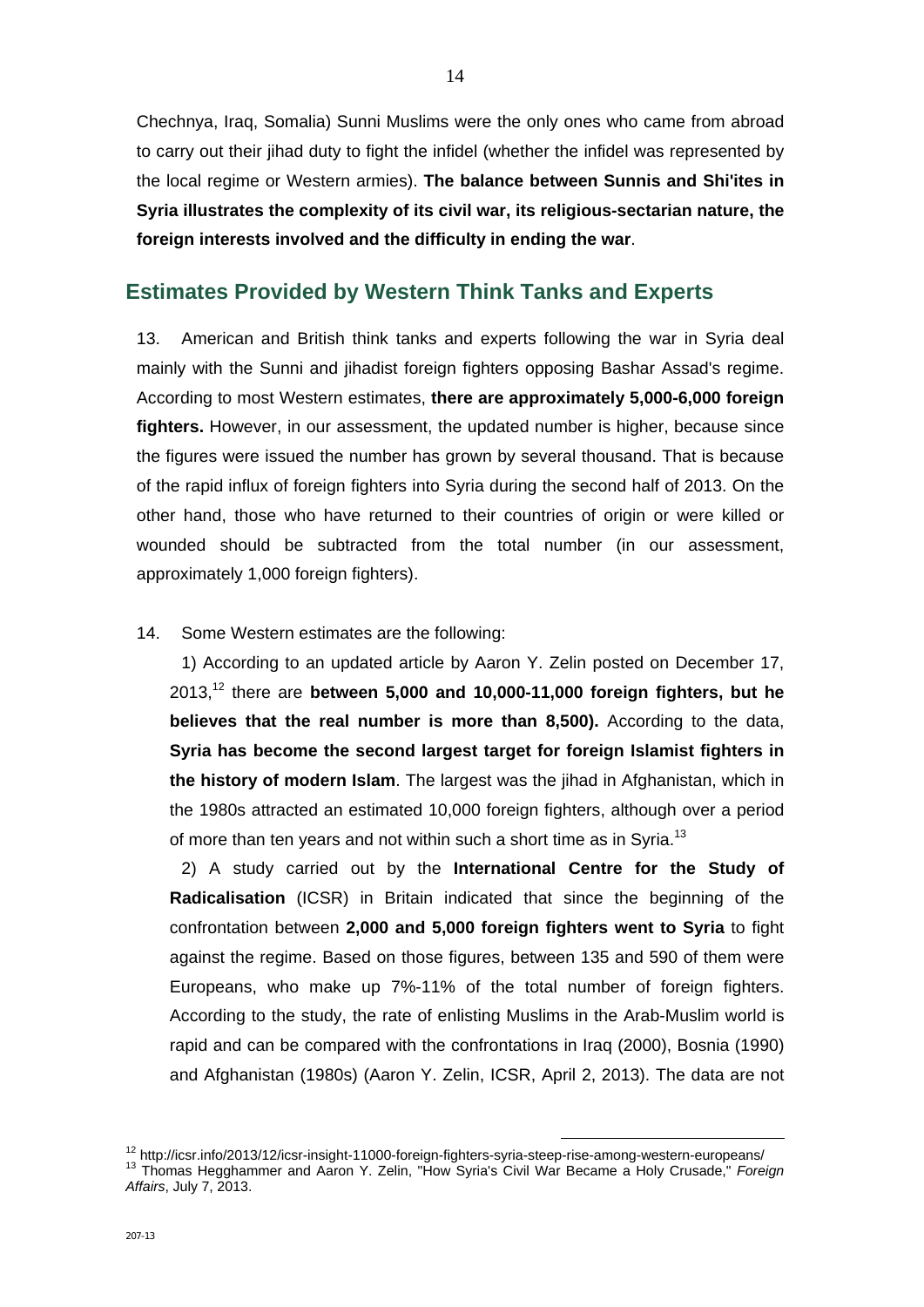Chechnya, Iraq, Somalia) Sunni Muslims were the only ones who came from abroad to carry out their jihad duty to fight the infidel (whether the infidel was represented by the local regime or Western armies). **The balance between Sunnis and Shi'ites in Syria illustrates the complexity of its civil war, its religious-sectarian nature, the foreign interests involved and the difficulty in ending the war**.

## Estimates Provided by Western Think Tanks and Experts

13. American and British think tanks and experts following the war in Syria deal mainly with the Sunni and jihadist foreign fighters opposing Bashar Assad's regime. According to most Western estimates, **there are approximately 5,000-6,000 foreign fighters.** However, in our assessment, the updated number is higher, because since the figures were issued the number has grown by several thousand. That is because of the rapid influx of foreign fighters into Syria during the second half of 2013. On the other hand, those who have returned to their countries of origin or were killed or wounded should be subtracted from the total number (in our assessment, approximately 1,000 foreign fighters).

14. Some Western estimates are the following:

1) According to an updated article by Aaron Y. Zelin posted on December 17, 2013,[12] there are **between 5,000 and 10,000-11,000 foreign fighters, but he believes that the real number is more than 8,500).** According to the data, **Syria has become the second largest target for foreign Islamist fighters in the history of modern Islam**. The largest was the jihad in Afghanistan, which in the 1980s attracted an estimated 10,000 foreign fighters, although over a period of more than ten years and not within such a short time as in Syria.[13]

2) A study carried out by the **International Centre for the Study of Radicalisation** (ICSR) in Britain indicated that since the beginning of the confrontation between **2,000 and 5,000 foreign fighters went to Syria** to fight against the regime. Based on those figures, between 135 and 590 of them were Europeans, who make up 7%-11% of the total number of foreign fighters. According to the study, the rate of enlisting Muslims in the Arab-Muslim world is rapid and can be compared with the confrontations in Iraq (2000), Bosnia (1990) and Afghanistan (1980s) (Aaron Y. Zelin, ICSR, April 2, 2013). The data are not

[12] http://icsr.info/2013/12/icsr-insight-11000-foreign-fighters-syria-steep-rise-among-western-europeans/

[13] Thomas Hegghammer and Aaron Y. Zelin, "How Syria's Civil War Became a Holy Crusade," *Foreign Affairs*, July 7, 2013.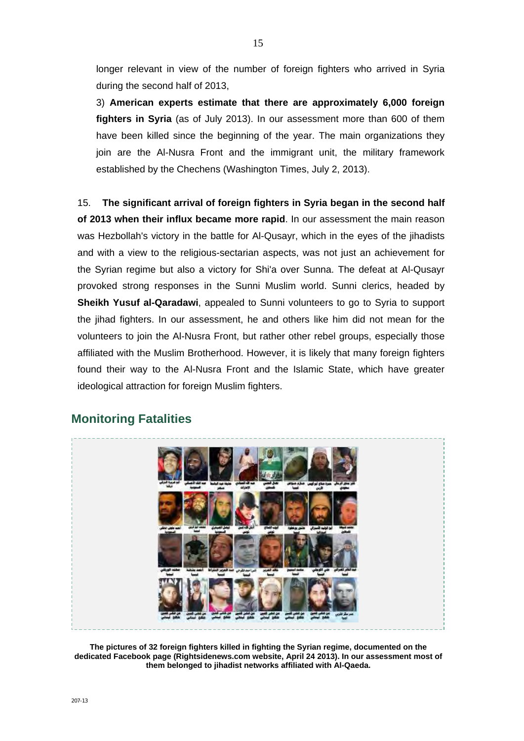longer relevant in view of the number of foreign fighters who arrived in Syria during the second half of 2013,

3) **American experts estimate that there are approximately 6,000 foreign fighters in Syria** (as of July 2013). In our assessment more than 600 of them have been killed since the beginning of the year. The main organizations they join are the Al-Nusra Front and the immigrant unit, the military framework established by the Chechens (Washington Times, July 2, 2013).

15. **The significant arrival of foreign fighters in Syria began in the second half of 2013 when their influx became more rapid**. In our assessment the main reason was Hezbollah's victory in the battle for Al-Qusayr, which in the eyes of the jihadists and with a view to the religious-sectarian aspects, was not just an achievement for the Syrian regime but also a victory for Shi'a over Sunna. The defeat at Al-Qusayr provoked strong responses in the Sunni Muslim world. Sunni clerics, headed by **Sheikh Yusuf al-Qaradawi**, appealed to Sunni volunteers to go to Syria to support the jihad fighters. In our assessment, he and others like him did not mean for the volunteers to join the Al-Nusra Front, but rather other rebel groups, especially those affiliated with the Muslim Brotherhood. However, it is likely that many foreign fighters found their way to the Al-Nusra Front and the Islamic State, which have greater ideological attraction for foreign Muslim fighters.

## Monitoring Fatalities

**The pictures of 32 foreign fighters killed in fighting the Syrian regime, documented on the dedicated Facebook page (Rightsidenews.com website, April 24 2013). In our assessment most of them belonged to jihadist networks affiliated with Al-Qaeda.**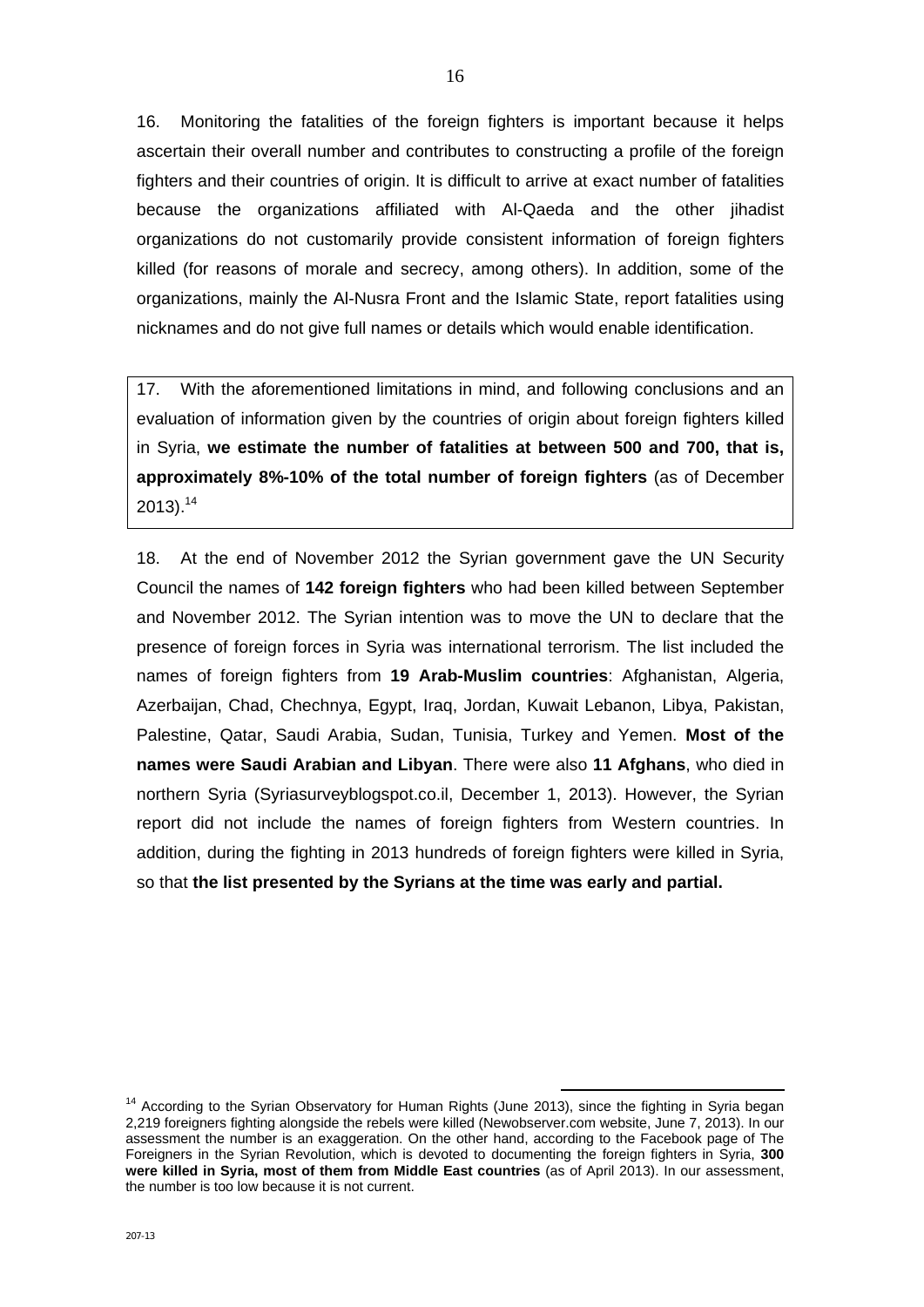16. Monitoring the fatalities of the foreign fighters is important because it helps ascertain their overall number and contributes to constructing a profile of the foreign fighters and their countries of origin. It is difficult to arrive at exact number of fatalities because the organizations affiliated with Al-Qaeda and the other jihadist organizations do not customarily provide consistent information of foreign fighters killed (for reasons of morale and secrecy, among others). In addition, some of the organizations, mainly the Al-Nusra Front and the Islamic State, report fatalities using nicknames and do not give full names or details which would enable identification.

17. With the aforementioned limitations in mind, and following conclusions and an evaluation of information given by the countries of origin about foreign fighters killed in Syria, **we estimate the number of fatalities at between 500 and 700, that is, approximately 8%-10% of the total number of foreign fighters** (as of December 2013).[14]

18. At the end of November 2012 the Syrian government gave the UN Security Council the names of **142 foreign fighters** who had been killed between September and November 2012. The Syrian intention was to move the UN to declare that the presence of foreign forces in Syria was international terrorism. The list included the names of foreign fighters from **19 Arab-Muslim countries**: Afghanistan, Algeria, Azerbaijan, Chad, Chechnya, Egypt, Iraq, Jordan, Kuwait Lebanon, Libya, Pakistan, Palestine, Qatar, Saudi Arabia, Sudan, Tunisia, Turkey and Yemen. **Most of the names were Saudi Arabian and Libyan**. There were also **11 Afghans**, who died in northern Syria (Syriasurveyblogspot.co.il, December 1, 2013). However, the Syrian report did not include the names of foreign fighters from Western countries. In addition, during the fighting in 2013 hundreds of foreign fighters were killed in Syria, so that **the list presented by the Syrians at the time was early and partial.**

---

[14] According to the Syrian Observatory for Human Rights (June 2013), since the fighting in Syria began 2,219 foreigners fighting alongside the rebels were killed (Newobserver.com website, June 7, 2013). In our assessment the number is an exaggeration. On the other hand, according to the Facebook page of The Foreigners in the Syrian Revolution, which is devoted to documenting the foreign fighters in Syria, **300 were killed in Syria, most of them from Middle East countries** (as of April 2013). In our assessment, the number is too low because it is not current.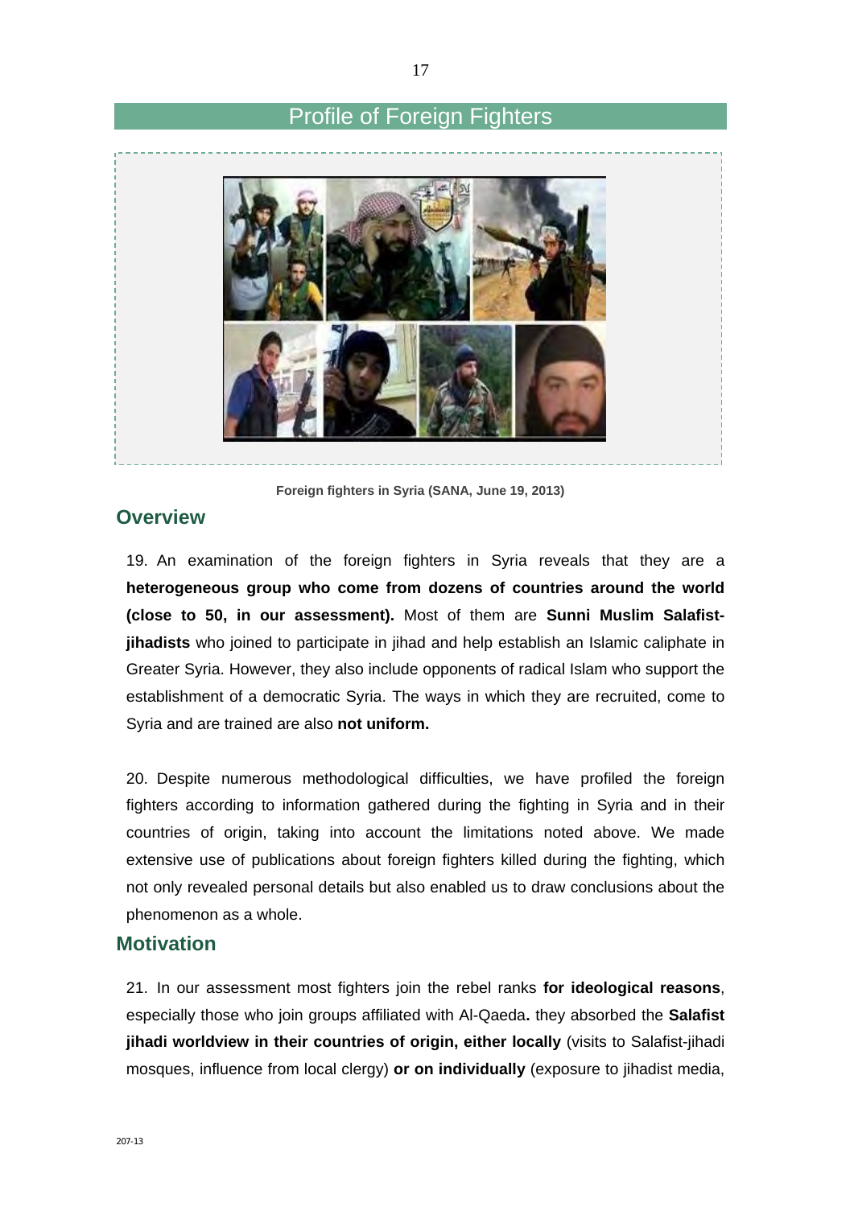## Profile of Foreign Fighters

Foreign fighters in Syria (SANA, June 19, 2013)

### Overview

19. An examination of the foreign fighters in Syria reveals that they are a **heterogeneous group who come from dozens of countries around the world (close to 50, in our assessment).** Most of them are **Sunni Muslim Salafist-jihadists** who joined to participate in jihad and help establish an Islamic caliphate in Greater Syria. However, they also include opponents of radical Islam who support the establishment of a democratic Syria. The ways in which they are recruited, come to Syria and are trained are also **not uniform.**

20. Despite numerous methodological difficulties, we have profiled the foreign fighters according to information gathered during the fighting in Syria and in their countries of origin, taking into account the limitations noted above. We made extensive use of publications about foreign fighters killed during the fighting, which not only revealed personal details but also enabled us to draw conclusions about the phenomenon as a whole.

### Motivation

21. In our assessment most fighters join the rebel ranks **for ideological reasons**, especially those who join groups affiliated with Al-Qaeda**.** they absorbed the **Salafist jihadi worldview in their countries of origin, either locally** (visits to Salafist-jihadi mosques, influence from local clergy) **or on individually** (exposure to jihadist media,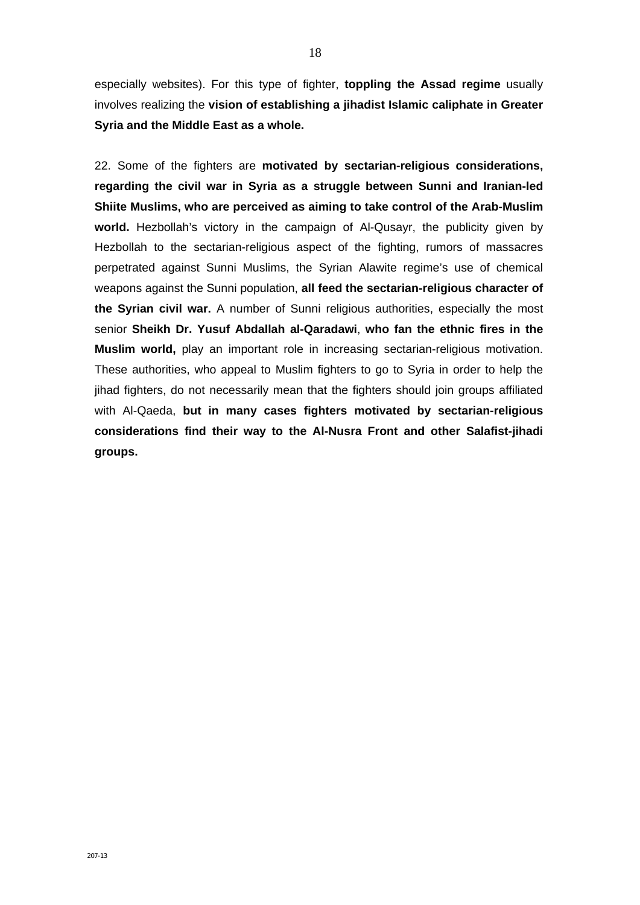especially websites). For this type of fighter, **toppling the Assad regime** usually involves realizing the **vision of establishing a jihadist Islamic caliphate in Greater Syria and the Middle East as a whole.**

22. Some of the fighters are **motivated by sectarian-religious considerations, regarding the civil war in Syria as a struggle between Sunni and Iranian-led Shiite Muslims, who are perceived as aiming to take control of the Arab-Muslim world.** Hezbollah's victory in the campaign of Al-Qusayr, the publicity given by Hezbollah to the sectarian-religious aspect of the fighting, rumors of massacres perpetrated against Sunni Muslims, the Syrian Alawite regime's use of chemical weapons against the Sunni population, **all feed the sectarian-religious character of the Syrian civil war.** A number of Sunni religious authorities, especially the most senior **Sheikh Dr. Yusuf Abdallah al-Qaradawi**, **who fan the ethnic fires in the Muslim world,** play an important role in increasing sectarian-religious motivation. These authorities, who appeal to Muslim fighters to go to Syria in order to help the jihad fighters, do not necessarily mean that the fighters should join groups affiliated with Al-Qaeda, **but in many cases fighters motivated by sectarian-religious considerations find their way to the Al-Nusra Front and other Salafist-jihadi groups.**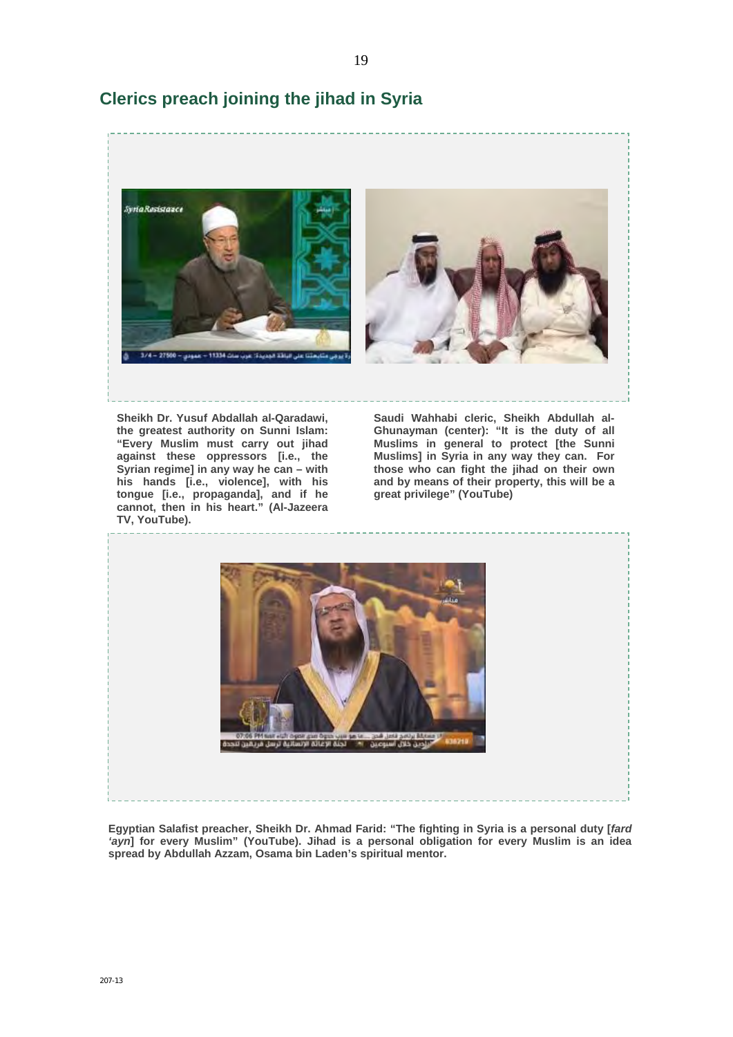## Clerics preach joining the jihad in Syria

**Sheikh Dr. Yusuf Abdallah al-Qaradawi, the greatest authority on Sunni Islam: "Every Muslim must carry out jihad against these oppressors [i.e., the Syrian regime] in any way he can – with his hands [i.e., violence], with his tongue [i.e., propaganda], and if he cannot, then in his heart." (Al-Jazeera TV, YouTube).**

**Saudi Wahhabi cleric, Sheikh Abdullah al-Ghunayman (center): "It is the duty of all Muslims in general to protect [the Sunni Muslims] in Syria in any way they can. For those who can fight the jihad on their own and by means of their property, this will be a great privilege" (YouTube)**

**Egyptian Salafist preacher, Sheikh Dr. Ahmad Farid: "The fighting in Syria is a personal duty [*fard 'ayn*] for every Muslim" (YouTube). Jihad is a personal obligation for every Muslim is an idea spread by Abdullah Azzam, Osama bin Laden's spiritual mentor.**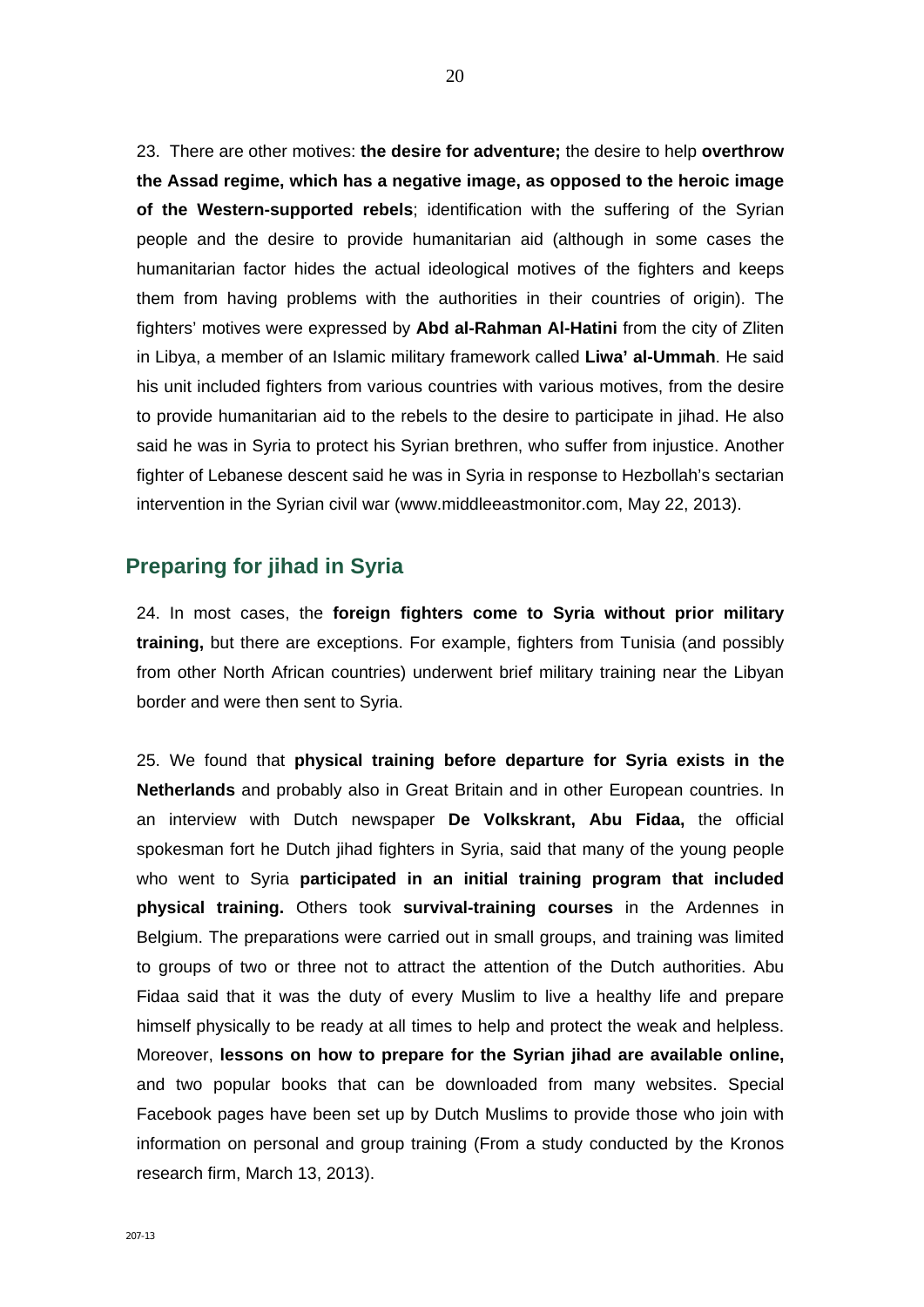23. There are other motives: **the desire for adventure;** the desire to help **overthrow the Assad regime, which has a negative image, as opposed to the heroic image of the Western-supported rebels**; identification with the suffering of the Syrian people and the desire to provide humanitarian aid (although in some cases the humanitarian factor hides the actual ideological motives of the fighters and keeps them from having problems with the authorities in their countries of origin). The fighters' motives were expressed by **Abd al-Rahman Al-Hatini** from the city of Zliten in Libya, a member of an Islamic military framework called **Liwa' al-Ummah**. He said his unit included fighters from various countries with various motives, from the desire to provide humanitarian aid to the rebels to the desire to participate in jihad. He also said he was in Syria to protect his Syrian brethren, who suffer from injustice. Another fighter of Lebanese descent said he was in Syria in response to Hezbollah's sectarian intervention in the Syrian civil war (www.middleeastmonitor.com, May 22, 2013).

## Preparing for jihad in Syria

24. In most cases, the **foreign fighters come to Syria without prior military training,** but there are exceptions. For example, fighters from Tunisia (and possibly from other North African countries) underwent brief military training near the Libyan border and were then sent to Syria.

25. We found that **physical training before departure for Syria exists in the Netherlands** and probably also in Great Britain and in other European countries. In an interview with Dutch newspaper **De Volkskrant, Abu Fidaa,** the official spokesman fort he Dutch jihad fighters in Syria, said that many of the young people who went to Syria **participated in an initial training program that included physical training.** Others took **survival-training courses** in the Ardennes in Belgium. The preparations were carried out in small groups, and training was limited to groups of two or three not to attract the attention of the Dutch authorities. Abu Fidaa said that it was the duty of every Muslim to live a healthy life and prepare himself physically to be ready at all times to help and protect the weak and helpless. Moreover, **lessons on how to prepare for the Syrian jihad are available online,** and two popular books that can be downloaded from many websites. Special Facebook pages have been set up by Dutch Muslims to provide those who join with information on personal and group training (From a study conducted by the Kronos research firm, March 13, 2013).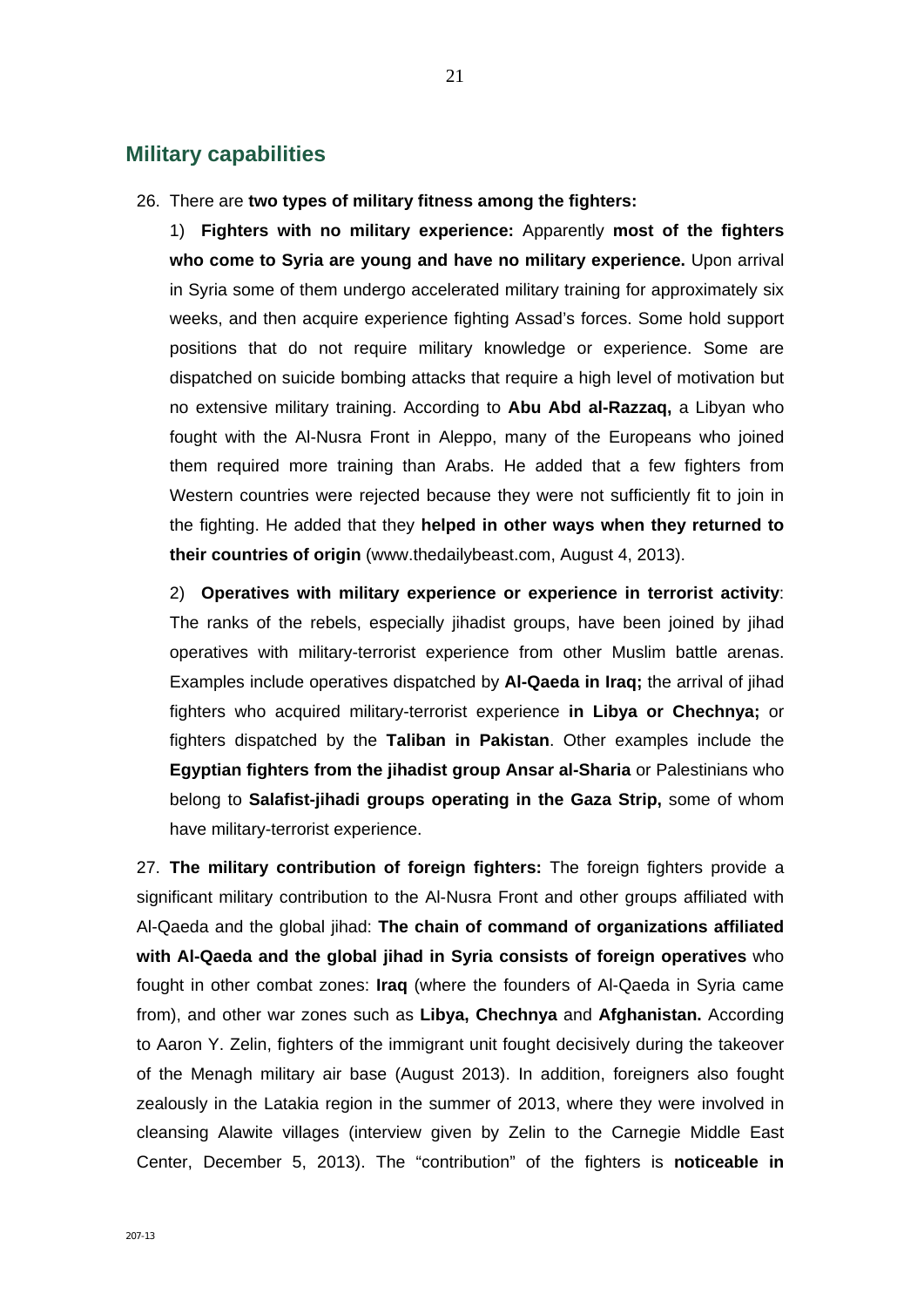## Military capabilities

26. There are **two types of military fitness among the fighters:**

1) **Fighters with no military experience:** Apparently **most of the fighters who come to Syria are young and have no military experience.** Upon arrival in Syria some of them undergo accelerated military training for approximately six weeks, and then acquire experience fighting Assad's forces. Some hold support positions that do not require military knowledge or experience. Some are dispatched on suicide bombing attacks that require a high level of motivation but no extensive military training. According to **Abu Abd al-Razzaq,** a Libyan who fought with the Al-Nusra Front in Aleppo, many of the Europeans who joined them required more training than Arabs. He added that a few fighters from Western countries were rejected because they were not sufficiently fit to join in the fighting. He added that they **helped in other ways when they returned to their countries of origin** (www.thedailybeast.com, August 4, 2013).

2) **Operatives with military experience or experience in terrorist activity**: The ranks of the rebels, especially jihadist groups, have been joined by jihad operatives with military-terrorist experience from other Muslim battle arenas. Examples include operatives dispatched by **Al-Qaeda in Iraq;** the arrival of jihad fighters who acquired military-terrorist experience **in Libya or Chechnya;** or fighters dispatched by the **Taliban in Pakistan**. Other examples include the **Egyptian fighters from the jihadist group Ansar al-Sharia** or Palestinians who belong to **Salafist-jihadi groups operating in the Gaza Strip,** some of whom have military-terrorist experience.

27. **The military contribution of foreign fighters:** The foreign fighters provide a significant military contribution to the Al-Nusra Front and other groups affiliated with Al-Qaeda and the global jihad: **The chain of command of organizations affiliated with Al-Qaeda and the global jihad in Syria consists of foreign operatives** who fought in other combat zones: **Iraq** (where the founders of Al-Qaeda in Syria came from), and other war zones such as **Libya, Chechnya** and **Afghanistan.** According to Aaron Y. Zelin, fighters of the immigrant unit fought decisively during the takeover of the Menagh military air base (August 2013). In addition, foreigners also fought zealously in the Latakia region in the summer of 2013, where they were involved in cleansing Alawite villages (interview given by Zelin to the Carnegie Middle East Center, December 5, 2013). The "contribution" of the fighters is **noticeable in**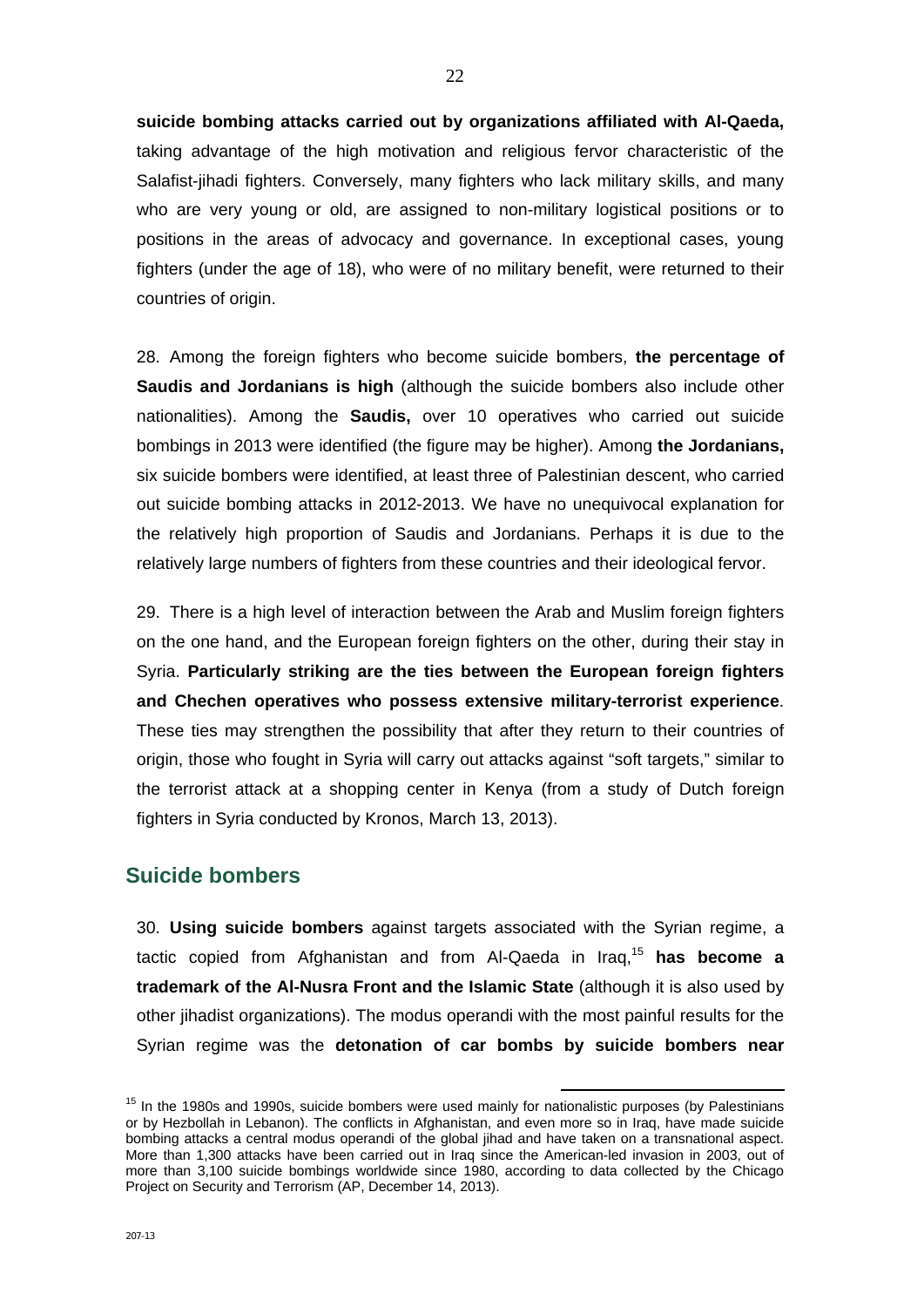**suicide bombing attacks carried out by organizations affiliated with Al-Qaeda,** taking advantage of the high motivation and religious fervor characteristic of the Salafist-jihadi fighters. Conversely, many fighters who lack military skills, and many who are very young or old, are assigned to non-military logistical positions or to positions in the areas of advocacy and governance. In exceptional cases, young fighters (under the age of 18), who were of no military benefit, were returned to their countries of origin.

28. Among the foreign fighters who become suicide bombers, **the percentage of Saudis and Jordanians is high** (although the suicide bombers also include other nationalities). Among the **Saudis,** over 10 operatives who carried out suicide bombings in 2013 were identified (the figure may be higher). Among **the Jordanians,** six suicide bombers were identified, at least three of Palestinian descent, who carried out suicide bombing attacks in 2012-2013. We have no unequivocal explanation for the relatively high proportion of Saudis and Jordanians. Perhaps it is due to the relatively large numbers of fighters from these countries and their ideological fervor.

29. There is a high level of interaction between the Arab and Muslim foreign fighters on the one hand, and the European foreign fighters on the other, during their stay in Syria. **Particularly striking are the ties between the European foreign fighters and Chechen operatives who possess extensive military-terrorist experience**. These ties may strengthen the possibility that after they return to their countries of origin, those who fought in Syria will carry out attacks against "soft targets," similar to the terrorist attack at a shopping center in Kenya (from a study of Dutch foreign fighters in Syria conducted by Kronos, March 13, 2013).

## Suicide bombers

30. **Using suicide bombers** against targets associated with the Syrian regime, a tactic copied from Afghanistan and from Al-Qaeda in Iraq,[15] **has become a trademark of the Al-Nusra Front and the Islamic State** (although it is also used by other jihadist organizations). The modus operandi with the most painful results for the Syrian regime was the **detonation of car bombs by suicide bombers near**

[15] In the 1980s and 1990s, suicide bombers were used mainly for nationalistic purposes (by Palestinians or by Hezbollah in Lebanon). The conflicts in Afghanistan, and even more so in Iraq, have made suicide bombing attacks a central modus operandi of the global jihad and have taken on a transnational aspect. More than 1,300 attacks have been carried out in Iraq since the American-led invasion in 2003, out of more than 3,100 suicide bombings worldwide since 1980, according to data collected by the Chicago Project on Security and Terrorism (AP, December 14, 2013).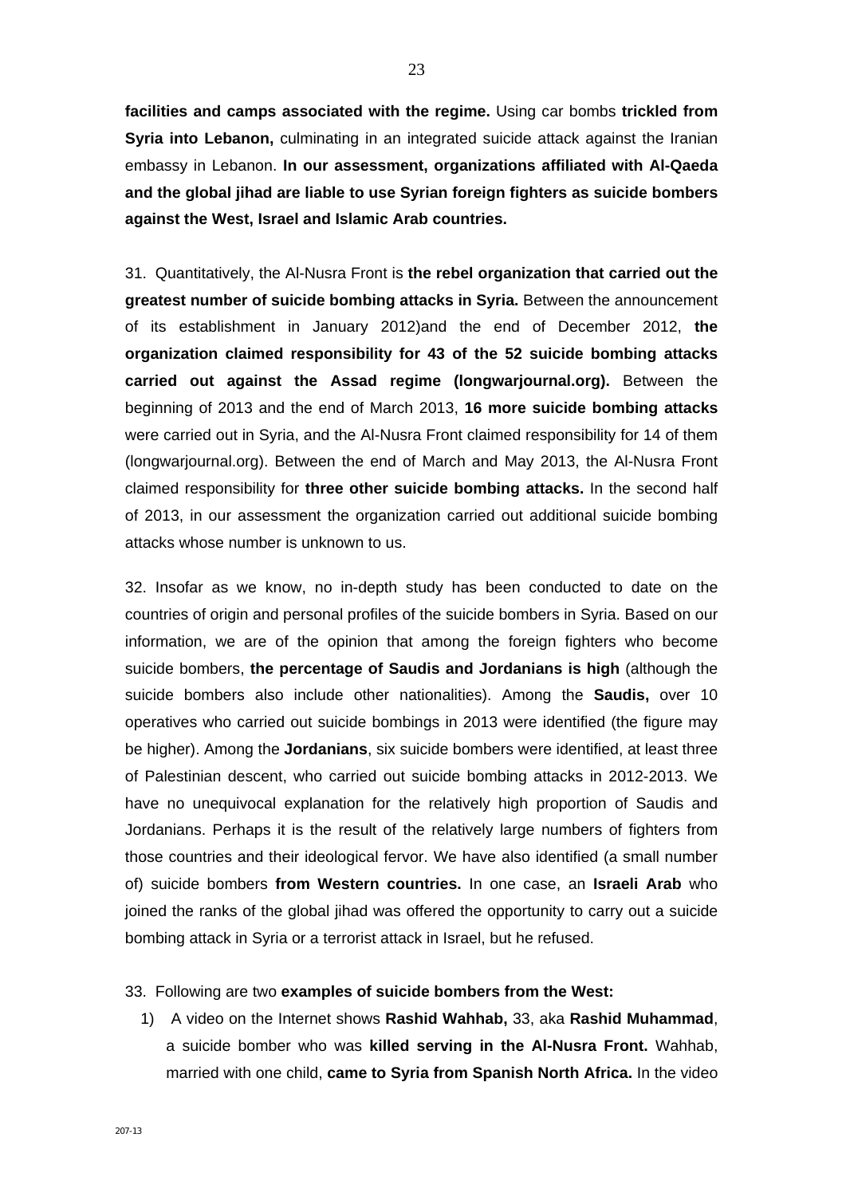**facilities and camps associated with the regime.** Using car bombs **trickled from Syria into Lebanon,** culminating in an integrated suicide attack against the Iranian embassy in Lebanon. **In our assessment, organizations affiliated with Al-Qaeda and the global jihad are liable to use Syrian foreign fighters as suicide bombers against the West, Israel and Islamic Arab countries.**

31. Quantitatively, the Al-Nusra Front is **the rebel organization that carried out the greatest number of suicide bombing attacks in Syria.** Between the announcement of its establishment in January 2012)and the end of December 2012, **the organization claimed responsibility for 43 of the 52 suicide bombing attacks carried out against the Assad regime (longwarjournal.org).** Between the beginning of 2013 and the end of March 2013, **16 more suicide bombing attacks** were carried out in Syria, and the Al-Nusra Front claimed responsibility for 14 of them (longwarjournal.org). Between the end of March and May 2013, the Al-Nusra Front claimed responsibility for **three other suicide bombing attacks.** In the second half of 2013, in our assessment the organization carried out additional suicide bombing attacks whose number is unknown to us.

32. Insofar as we know, no in-depth study has been conducted to date on the countries of origin and personal profiles of the suicide bombers in Syria. Based on our information, we are of the opinion that among the foreign fighters who become suicide bombers, **the percentage of Saudis and Jordanians is high** (although the suicide bombers also include other nationalities). Among the **Saudis,** over 10 operatives who carried out suicide bombings in 2013 were identified (the figure may be higher). Among the **Jordanians**, six suicide bombers were identified, at least three of Palestinian descent, who carried out suicide bombing attacks in 2012-2013. We have no unequivocal explanation for the relatively high proportion of Saudis and Jordanians. Perhaps it is the result of the relatively large numbers of fighters from those countries and their ideological fervor. We have also identified (a small number of) suicide bombers **from Western countries.** In one case, an **Israeli Arab** who joined the ranks of the global jihad was offered the opportunity to carry out a suicide bombing attack in Syria or a terrorist attack in Israel, but he refused.

33. Following are two **examples of suicide bombers from the West:**

1) A video on the Internet shows **Rashid Wahhab,** 33, aka **Rashid Muhammad**, a suicide bomber who was **killed serving in the Al-Nusra Front.** Wahhab, married with one child, **came to Syria from Spanish North Africa.** In the video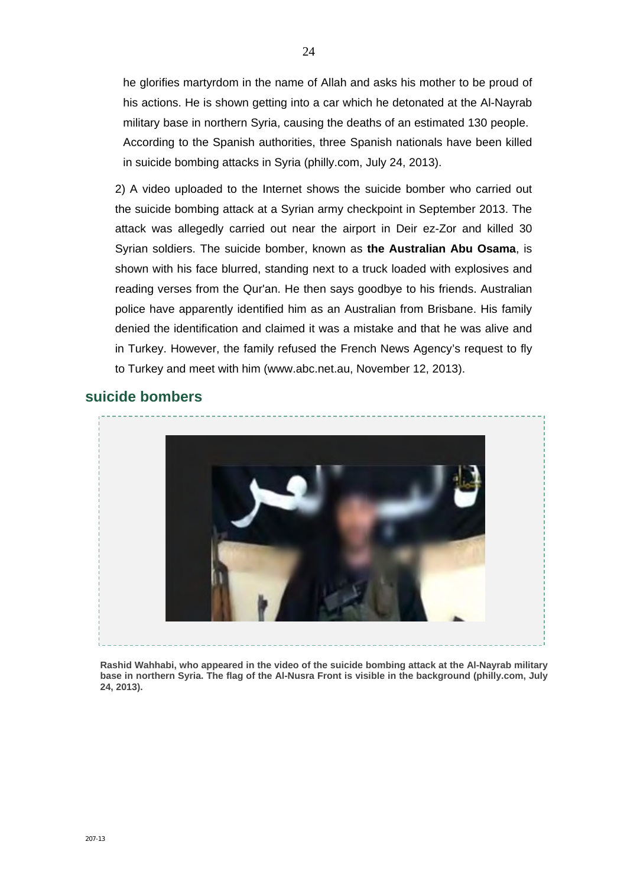he glorifies martyrdom in the name of Allah and asks his mother to be proud of his actions. He is shown getting into a car which he detonated at the Al-Nayrab military base in northern Syria, causing the deaths of an estimated 130 people. According to the Spanish authorities, three Spanish nationals have been killed in suicide bombing attacks in Syria (philly.com, July 24, 2013).

2) A video uploaded to the Internet shows the suicide bomber who carried out the suicide bombing attack at a Syrian army checkpoint in September 2013. The attack was allegedly carried out near the airport in Deir ez-Zor and killed 30 Syrian soldiers. The suicide bomber, known as **the Australian Abu Osama**, is shown with his face blurred, standing next to a truck loaded with explosives and reading verses from the Qur'an. He then says goodbye to his friends. Australian police have apparently identified him as an Australian from Brisbane. His family denied the identification and claimed it was a mistake and that he was alive and in Turkey. However, the family refused the French News Agency's request to fly to Turkey and meet with him (www.abc.net.au, November 12, 2013).

## suicide bombers

**Rashid Wahhabi, who appeared in the video of the suicide bombing attack at the Al-Nayrab military base in northern Syria. The flag of the Al-Nusra Front is visible in the background (philly.com, July 24, 2013).**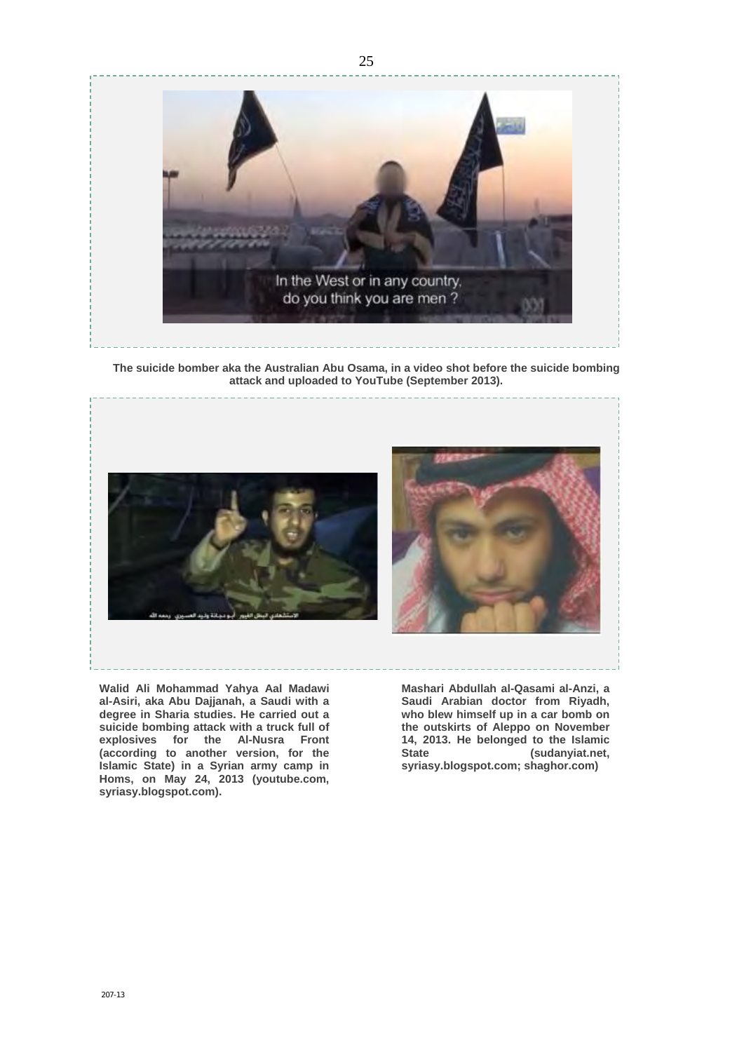**The suicide bomber aka the Australian Abu Osama, in a video shot before the suicide bombing attack and uploaded to YouTube (September 2013).**

**Walid Ali Mohammad Yahya Aal Madawi al-Asiri, aka Abu Dajjanah, a Saudi with a degree in Sharia studies. He carried out a suicide bombing attack with a truck full of explosives for the Al-Nusra Front (according to another version, for the Islamic State) in a Syrian army camp in Homs, on May 24, 2013 (youtube.com, syriasy.blogspot.com).**

**Mashari Abdullah al-Qasami al-Anzi, a Saudi Arabian doctor from Riyadh, who blew himself up in a car bomb on the outskirts of Aleppo on November 14, 2013. He belonged to the Islamic State (sudanyiat.net, syriasy.blogspot.com; shaghor.com)**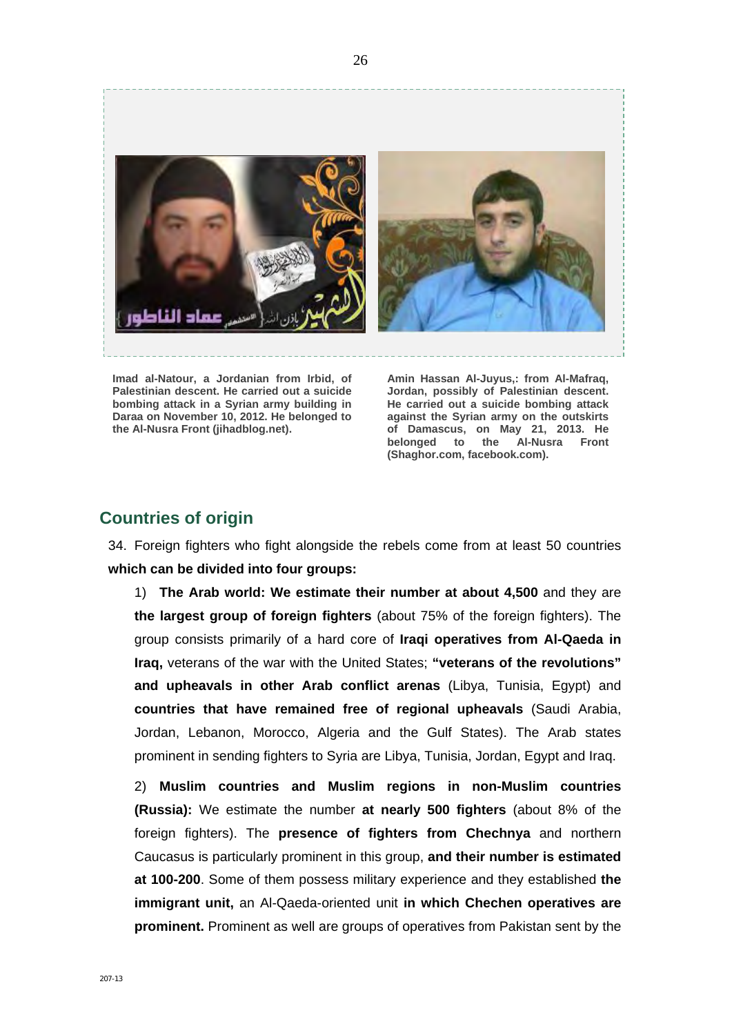Imad al-Natour, a Jordanian from Irbid, of Palestinian descent. He carried out a suicide bombing attack in a Syrian army building in Daraa on November 10, 2012. He belonged to the Al-Nusra Front (jihadblog.net).

Amin Hassan Al-Juyus,: from Al-Mafraq, Jordan, possibly of Palestinian descent. He carried out a suicide bombing attack against the Syrian army on the outskirts of Damascus, on May 21, 2013. He belonged to the Al-Nusra Front (Shaghor.com, facebook.com).

## Countries of origin

34. Foreign fighters who fight alongside the rebels come from at least 50 countries **which can be divided into four groups:**

1) **The Arab world: We estimate their number at about 4,500** and they are **the largest group of foreign fighters** (about 75% of the foreign fighters). The group consists primarily of a hard core of **Iraqi operatives from Al-Qaeda in Iraq,** veterans of the war with the United States; **"veterans of the revolutions" and upheavals in other Arab conflict arenas** (Libya, Tunisia, Egypt) and **countries that have remained free of regional upheavals** (Saudi Arabia, Jordan, Lebanon, Morocco, Algeria and the Gulf States). The Arab states prominent in sending fighters to Syria are Libya, Tunisia, Jordan, Egypt and Iraq.

2) **Muslim countries and Muslim regions in non-Muslim countries (Russia):** We estimate the number **at nearly 500 fighters** (about 8% of the foreign fighters). The **presence of fighters from Chechnya** and northern Caucasus is particularly prominent in this group, **and their number is estimated at 100-200**. Some of them possess military experience and they established **the immigrant unit,** an Al-Qaeda-oriented unit **in which Chechen operatives are prominent.** Prominent as well are groups of operatives from Pakistan sent by the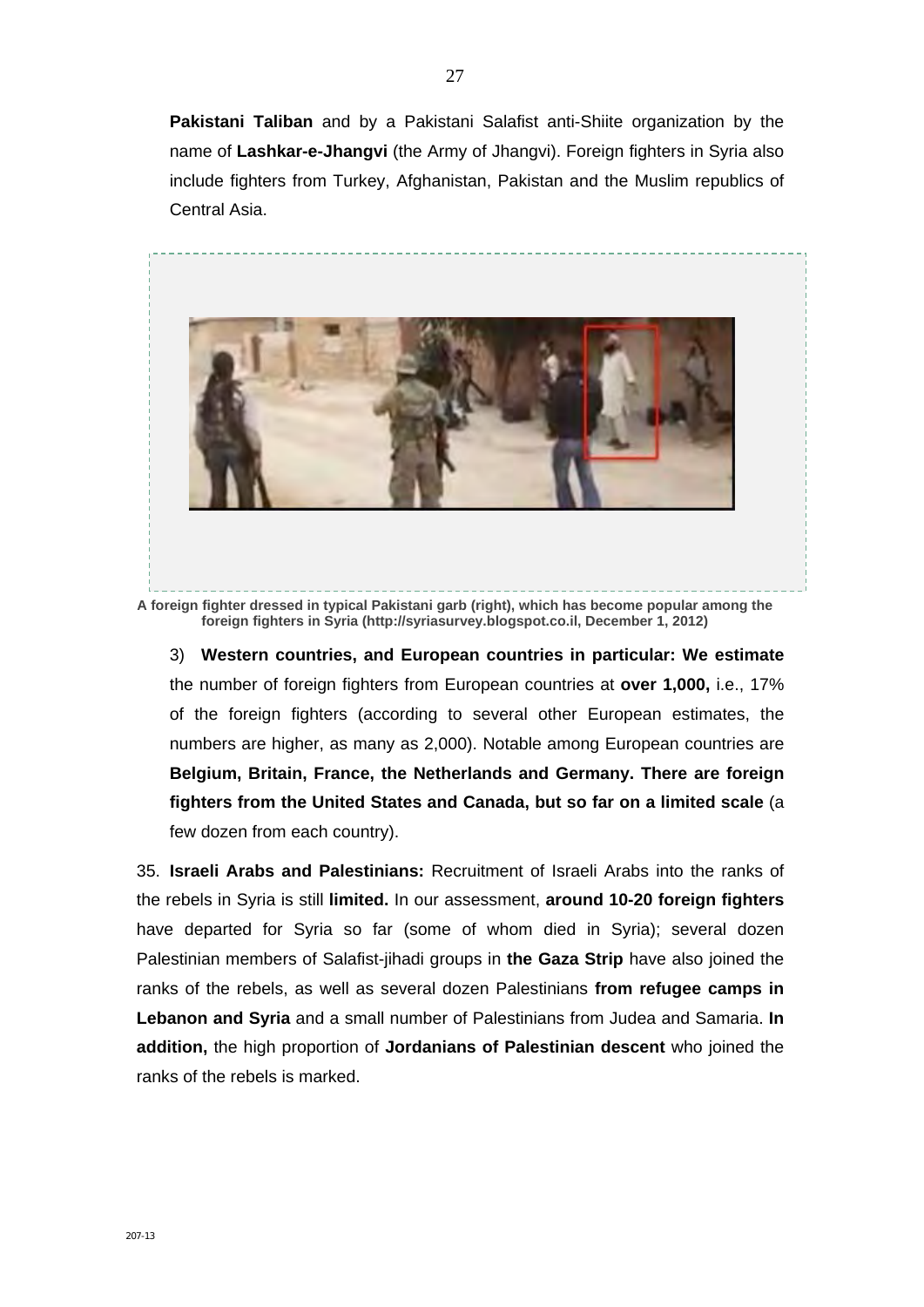**Pakistani Taliban** and by a Pakistani Salafist anti-Shiite organization by the name of **Lashkar-e-Jhangvi** (the Army of Jhangvi). Foreign fighters in Syria also include fighters from Turkey, Afghanistan, Pakistan and the Muslim republics of Central Asia.

**A foreign fighter dressed in typical Pakistani garb (right), which has become popular among the foreign fighters in Syria (http://syriasurvey.blogspot.co.il, December 1, 2012)**

3) **Western countries, and European countries in particular: We estimate** the number of foreign fighters from European countries at **over 1,000,** i.e., 17% of the foreign fighters (according to several other European estimates, the numbers are higher, as many as 2,000). Notable among European countries are **Belgium, Britain, France, the Netherlands and Germany. There are foreign fighters from the United States and Canada, but so far on a limited scale** (a few dozen from each country).

35. **Israeli Arabs and Palestinians:** Recruitment of Israeli Arabs into the ranks of the rebels in Syria is still **limited.** In our assessment, **around 10-20 foreign fighters** have departed for Syria so far (some of whom died in Syria); several dozen Palestinian members of Salafist-jihadi groups in **the Gaza Strip** have also joined the ranks of the rebels, as well as several dozen Palestinians **from refugee camps in Lebanon and Syria** and a small number of Palestinians from Judea and Samaria. **In addition,** the high proportion of **Jordanians of Palestinian descent** who joined the ranks of the rebels is marked.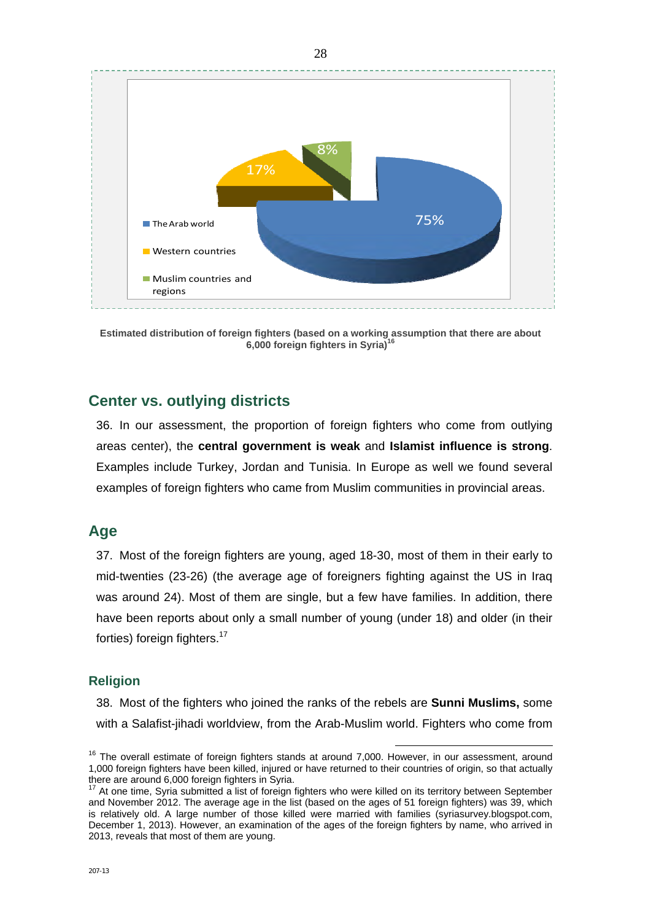The Arab world: 75%
Western countries: 17%
Muslim countries and regions: 8%

**Estimated distribution of foreign fighters (based on a working assumption that there are about 6,000 foreign fighters in Syria)**[16]

## Center vs. outlying districts

36. In our assessment, the proportion of foreign fighters who come from outlying areas center), the **central government is weak** and **Islamist influence is strong**. Examples include Turkey, Jordan and Tunisia. In Europe as well we found several examples of foreign fighters who came from Muslim communities in provincial areas.

## Age

37. Most of the foreign fighters are young, aged 18-30, most of them in their early to mid-twenties (23-26) (the average age of foreigners fighting against the US in Iraq was around 24). Most of them are single, but a few have families. In addition, there have been reports about only a small number of young (under 18) and older (in their forties) foreign fighters.[17]

### Religion

38. Most of the fighters who joined the ranks of the rebels are **Sunni Muslims,** some with a Salafist-jihadi worldview, from the Arab-Muslim world. Fighters who come from

---

[16] The overall estimate of foreign fighters stands at around 7,000. However, in our assessment, around 1,000 foreign fighters have been killed, injured or have returned to their countries of origin, so that actually there are around 6,000 foreign fighters in Syria.

[17] At one time, Syria submitted a list of foreign fighters who were killed on its territory between September and November 2012. The average age in the list (based on the ages of 51 foreign fighters) was 39, which is relatively old. A large number of those killed were married with families (syriasurvey.blogspot.com, December 1, 2013). However, an examination of the ages of the foreign fighters by name, who arrived in 2013, reveals that most of them are young.

207-13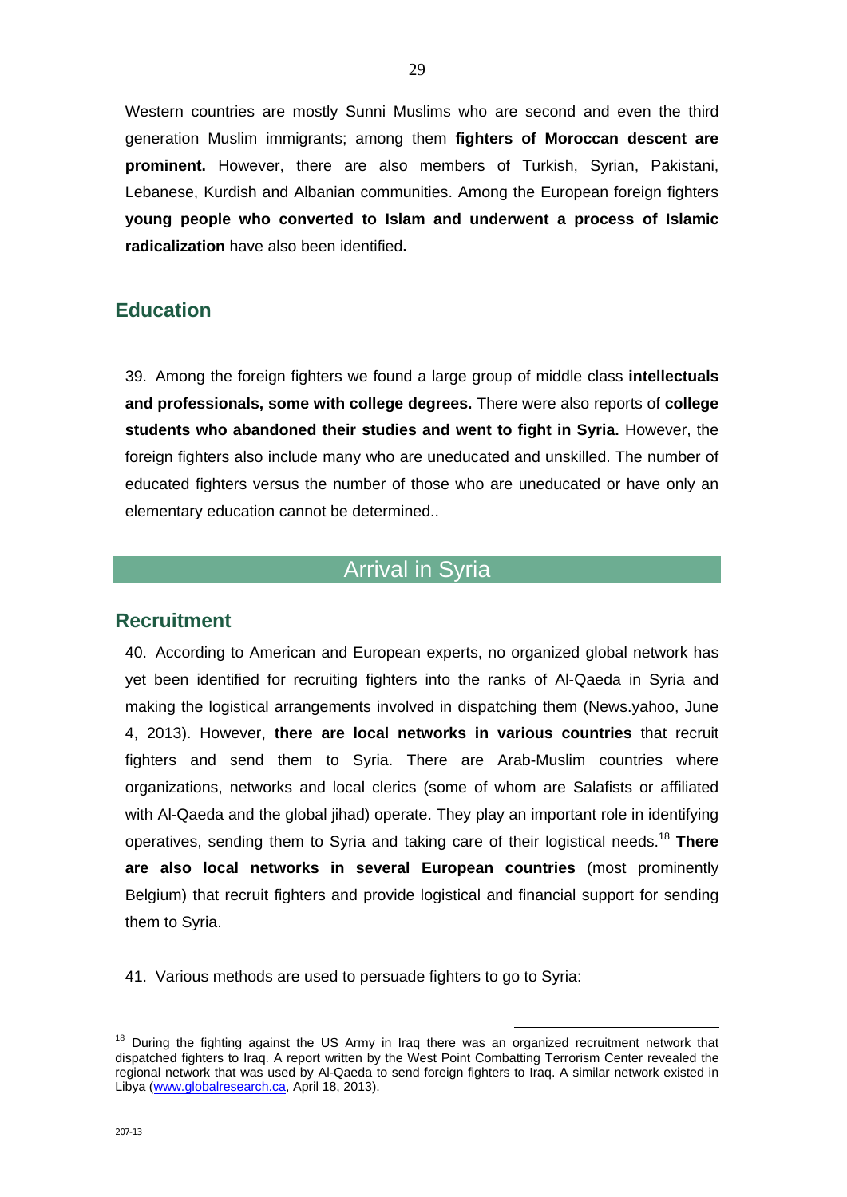Western countries are mostly Sunni Muslims who are second and even the third generation Muslim immigrants; among them **fighters of Moroccan descent are prominent.** However, there are also members of Turkish, Syrian, Pakistani, Lebanese, Kurdish and Albanian communities. Among the European foreign fighters **young people who converted to Islam and underwent a process of Islamic radicalization** have also been identified**.**

## Education

39. Among the foreign fighters we found a large group of middle class **intellectuals and professionals, some with college degrees.** There were also reports of **college students who abandoned their studies and went to fight in Syria.** However, the foreign fighters also include many who are uneducated and unskilled. The number of educated fighters versus the number of those who are uneducated or have only an elementary education cannot be determined..

# Arrival in Syria

## Recruitment

40. According to American and European experts, no organized global network has yet been identified for recruiting fighters into the ranks of Al-Qaeda in Syria and making the logistical arrangements involved in dispatching them (News.yahoo, June 4, 2013). However, **there are local networks in various countries** that recruit fighters and send them to Syria. There are Arab-Muslim countries where organizations, networks and local clerics (some of whom are Salafists or affiliated with Al-Qaeda and the global jihad) operate. They play an important role in identifying operatives, sending them to Syria and taking care of their logistical needs.[18] **There are also local networks in several European countries** (most prominently Belgium) that recruit fighters and provide logistical and financial support for sending them to Syria.

41. Various methods are used to persuade fighters to go to Syria:

---

[18] During the fighting against the US Army in Iraq there was an organized recruitment network that dispatched fighters to Iraq. A report written by the West Point Combatting Terrorism Center revealed the regional network that was used by Al-Qaeda to send foreign fighters to Iraq. A similar network existed in Libya (www.globalresearch.ca, April 18, 2013).

207-13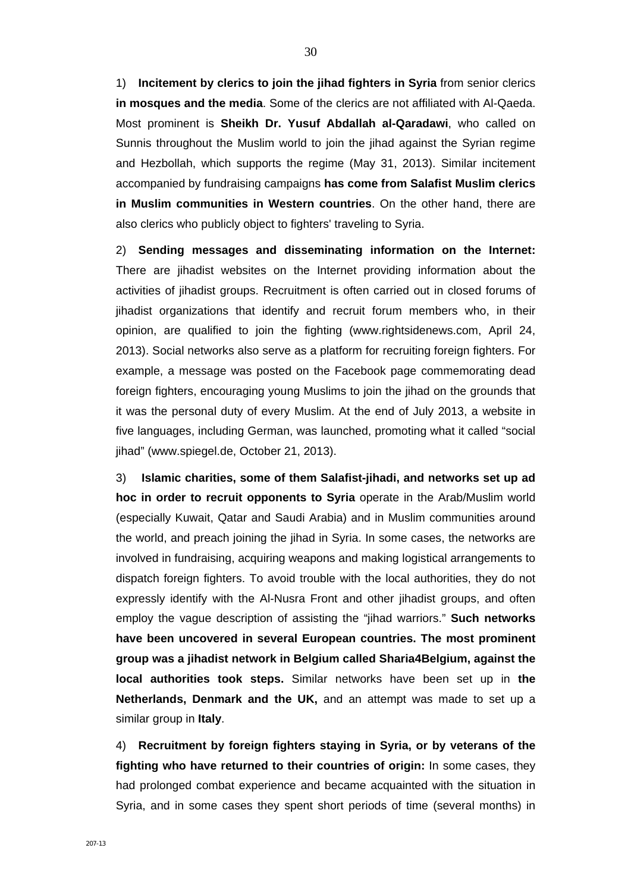1) **Incitement by clerics to join the jihad fighters in Syria** from senior clerics **in mosques and the media**. Some of the clerics are not affiliated with Al-Qaeda. Most prominent is **Sheikh Dr. Yusuf Abdallah al-Qaradawi**, who called on Sunnis throughout the Muslim world to join the jihad against the Syrian regime and Hezbollah, which supports the regime (May 31, 2013). Similar incitement accompanied by fundraising campaigns **has come from Salafist Muslim clerics in Muslim communities in Western countries**. On the other hand, there are also clerics who publicly object to fighters' traveling to Syria.

2) **Sending messages and disseminating information on the Internet:** There are jihadist websites on the Internet providing information about the activities of jihadist groups. Recruitment is often carried out in closed forums of jihadist organizations that identify and recruit forum members who, in their opinion, are qualified to join the fighting (www.rightsidenews.com, April 24, 2013). Social networks also serve as a platform for recruiting foreign fighters. For example, a message was posted on the Facebook page commemorating dead foreign fighters, encouraging young Muslims to join the jihad on the grounds that it was the personal duty of every Muslim. At the end of July 2013, a website in five languages, including German, was launched, promoting what it called "social jihad" (www.spiegel.de, October 21, 2013).

3) **Islamic charities, some of them Salafist-jihadi, and networks set up ad hoc in order to recruit opponents to Syria** operate in the Arab/Muslim world (especially Kuwait, Qatar and Saudi Arabia) and in Muslim communities around the world, and preach joining the jihad in Syria. In some cases, the networks are involved in fundraising, acquiring weapons and making logistical arrangements to dispatch foreign fighters. To avoid trouble with the local authorities, they do not expressly identify with the Al-Nusra Front and other jihadist groups, and often employ the vague description of assisting the "jihad warriors." **Such networks have been uncovered in several European countries. The most prominent group was a jihadist network in Belgium called Sharia4Belgium, against the local authorities took steps.** Similar networks have been set up in **the Netherlands, Denmark and the UK,** and an attempt was made to set up a similar group in **Italy**.

4) **Recruitment by foreign fighters staying in Syria, or by veterans of the fighting who have returned to their countries of origin:** In some cases, they had prolonged combat experience and became acquainted with the situation in Syria, and in some cases they spent short periods of time (several months) in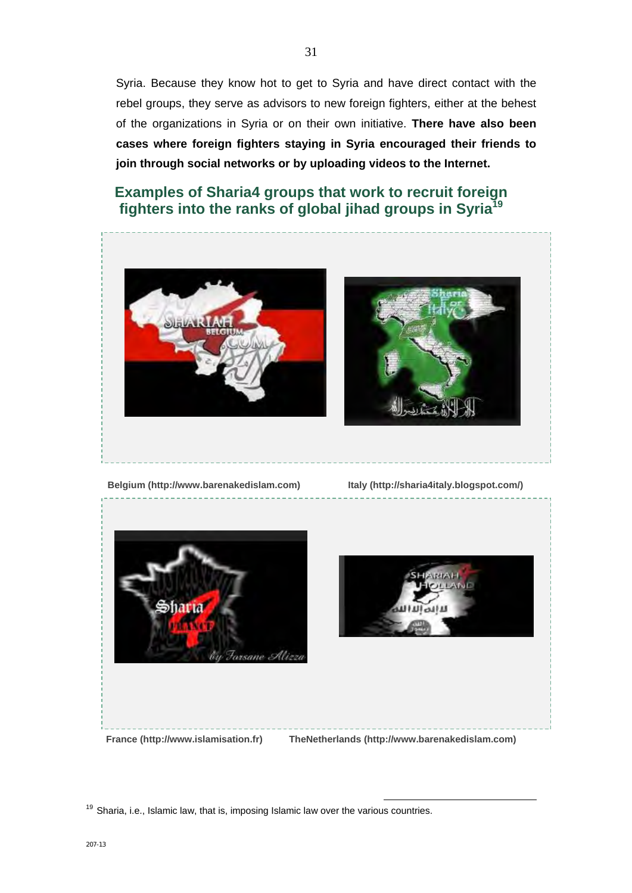Syria. Because they know hot to get to Syria and have direct contact with the rebel groups, they serve as advisors to new foreign fighters, either at the behest of the organizations in Syria or on their own initiative. **There have also been cases where foreign fighters staying in Syria encouraged their friends to join through social networks or by uploading videos to the Internet.**

## Examples of Sharia4 groups that work to recruit foreign fighters into the ranks of global jihad groups in Syria[19]

Belgium (http://www.barenakedislam.com)

Italy (http://sharia4italy.blogspot.com/)

France (http://www.islamisation.fr)

TheNetherlands (http://www.barenakedislam.com)

---

[19] Sharia, i.e., Islamic law, that is, imposing Islamic law over the various countries.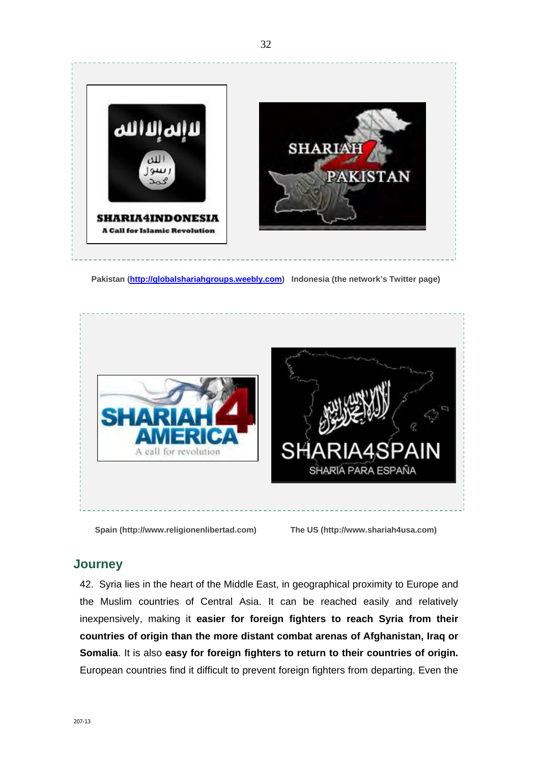Pakistan (http://globalshariahgroups.weebly.com)   Indonesia (the network's Twitter page)

Spain (http://www.religionenlibertad.com)   The US (http://www.shariah4usa.com)

## Journey

42. Syria lies in the heart of the Middle East, in geographical proximity to Europe and the Muslim countries of Central Asia. It can be reached easily and relatively inexpensively, making it **easier for foreign fighters to reach Syria from their countries of origin than the more distant combat arenas of Afghanistan, Iraq or Somalia**. It is also **easy for foreign fighters to return to their countries of origin.** European countries find it difficult to prevent foreign fighters from departing. Even the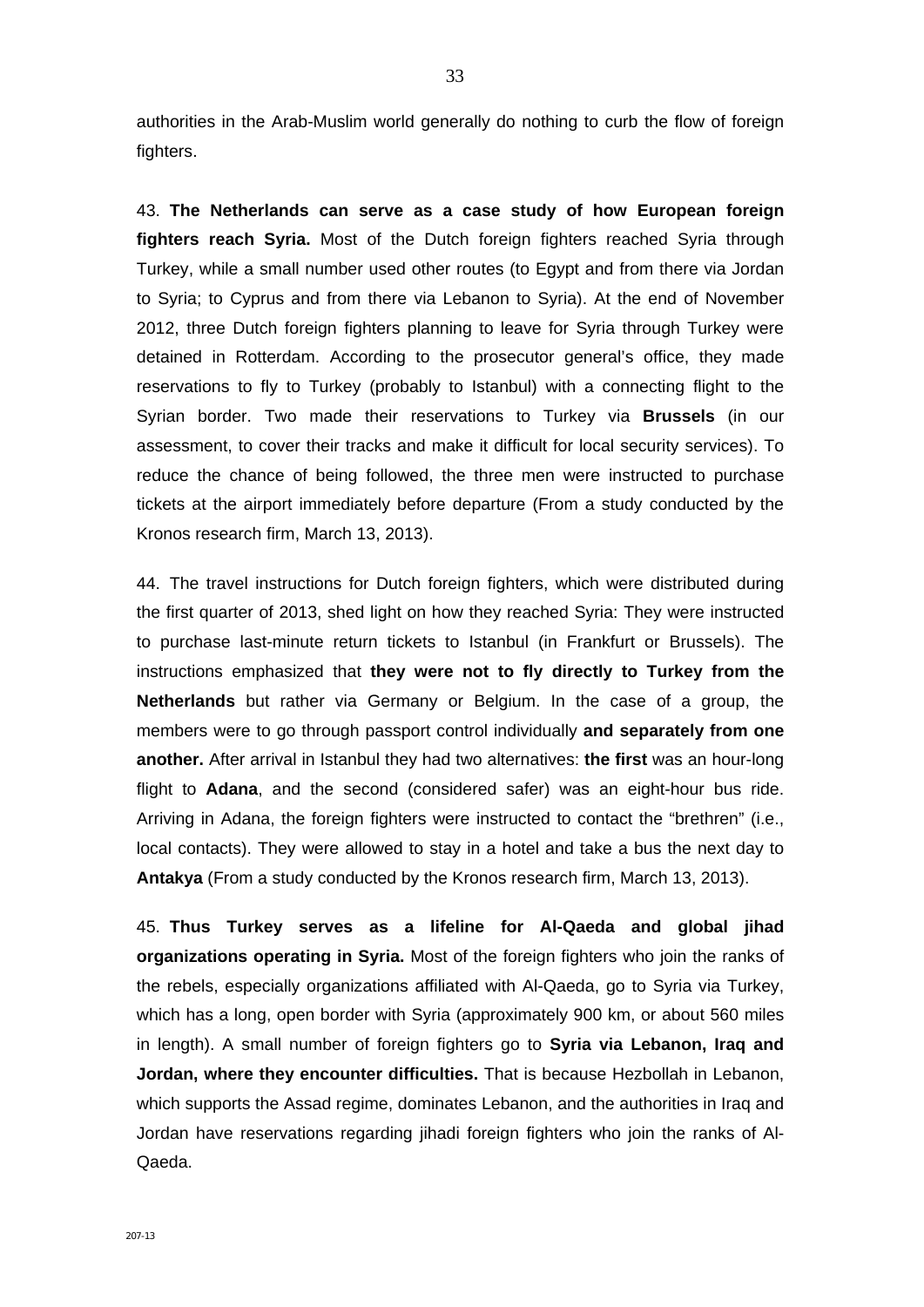authorities in the Arab-Muslim world generally do nothing to curb the flow of foreign fighters.

43. **The Netherlands can serve as a case study of how European foreign fighters reach Syria.** Most of the Dutch foreign fighters reached Syria through Turkey, while a small number used other routes (to Egypt and from there via Jordan to Syria; to Cyprus and from there via Lebanon to Syria). At the end of November 2012, three Dutch foreign fighters planning to leave for Syria through Turkey were detained in Rotterdam. According to the prosecutor general's office, they made reservations to fly to Turkey (probably to Istanbul) with a connecting flight to the Syrian border. Two made their reservations to Turkey via **Brussels** (in our assessment, to cover their tracks and make it difficult for local security services). To reduce the chance of being followed, the three men were instructed to purchase tickets at the airport immediately before departure (From a study conducted by the Kronos research firm, March 13, 2013).

44. The travel instructions for Dutch foreign fighters, which were distributed during the first quarter of 2013, shed light on how they reached Syria: They were instructed to purchase last-minute return tickets to Istanbul (in Frankfurt or Brussels). The instructions emphasized that **they were not to fly directly to Turkey from the Netherlands** but rather via Germany or Belgium. In the case of a group, the members were to go through passport control individually **and separately from one another.** After arrival in Istanbul they had two alternatives: **the first** was an hour-long flight to **Adana**, and the second (considered safer) was an eight-hour bus ride. Arriving in Adana, the foreign fighters were instructed to contact the "brethren" (i.e., local contacts). They were allowed to stay in a hotel and take a bus the next day to **Antakya** (From a study conducted by the Kronos research firm, March 13, 2013).

45. **Thus Turkey serves as a lifeline for Al-Qaeda and global jihad organizations operating in Syria.** Most of the foreign fighters who join the ranks of the rebels, especially organizations affiliated with Al-Qaeda, go to Syria via Turkey, which has a long, open border with Syria (approximately 900 km, or about 560 miles in length). A small number of foreign fighters go to **Syria via Lebanon, Iraq and Jordan, where they encounter difficulties.** That is because Hezbollah in Lebanon, which supports the Assad regime, dominates Lebanon, and the authorities in Iraq and Jordan have reservations regarding jihadi foreign fighters who join the ranks of Al-Qaeda.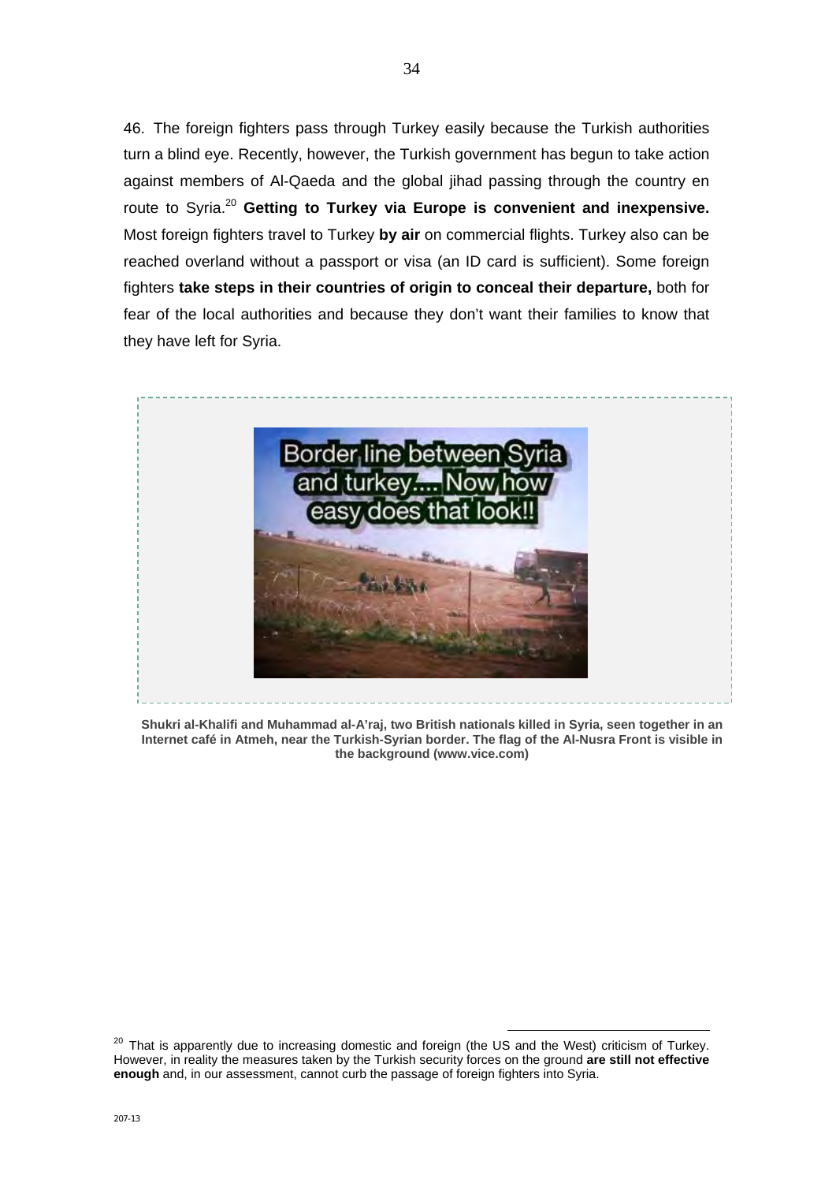46. The foreign fighters pass through Turkey easily because the Turkish authorities turn a blind eye. Recently, however, the Turkish government has begun to take action against members of Al-Qaeda and the global jihad passing through the country en route to Syria.[20] **Getting to Turkey via Europe is convenient and inexpensive.** Most foreign fighters travel to Turkey **by air** on commercial flights. Turkey also can be reached overland without a passport or visa (an ID card is sufficient). Some foreign fighters **take steps in their countries of origin to conceal their departure,** both for fear of the local authorities and because they don't want their families to know that they have left for Syria.

Border line between Syria and turkey.... Now how easy does that look!!

**Shukri al-Khalifi and Muhammad al-A'raj, two British nationals killed in Syria, seen together in an Internet café in Atmeh, near the Turkish-Syrian border. The flag of the Al-Nusra Front is visible in the background (www.vice.com)**

[20] That is apparently due to increasing domestic and foreign (the US and the West) criticism of Turkey. However, in reality the measures taken by the Turkish security forces on the ground **are still not effective enough** and, in our assessment, cannot curb the passage of foreign fighters into Syria.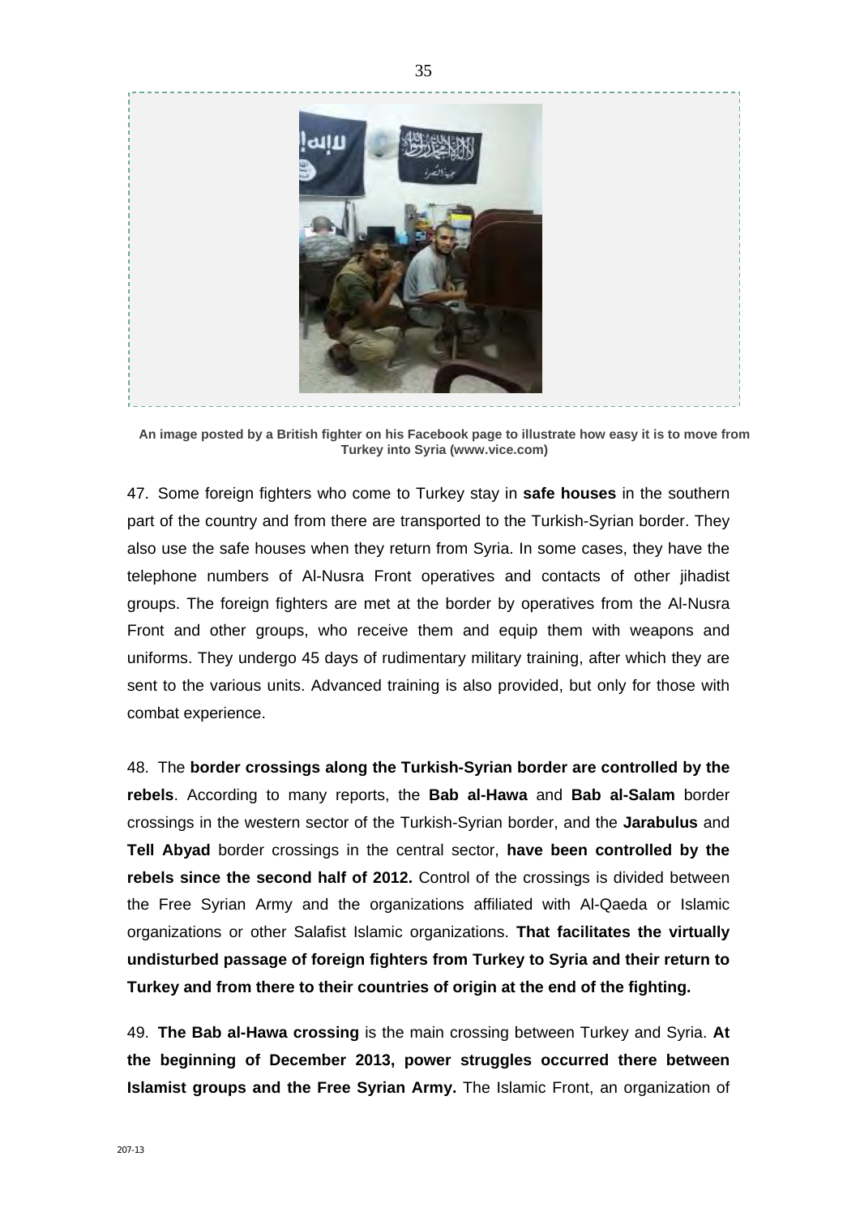An image posted by a British fighter on his Facebook page to illustrate how easy it is to move from Turkey into Syria (www.vice.com)

47. Some foreign fighters who come to Turkey stay in **safe houses** in the southern part of the country and from there are transported to the Turkish-Syrian border. They also use the safe houses when they return from Syria. In some cases, they have the telephone numbers of Al-Nusra Front operatives and contacts of other jihadist groups. The foreign fighters are met at the border by operatives from the Al-Nusra Front and other groups, who receive them and equip them with weapons and uniforms. They undergo 45 days of rudimentary military training, after which they are sent to the various units. Advanced training is also provided, but only for those with combat experience.

48. The **border crossings along the Turkish-Syrian border are controlled by the rebels**. According to many reports, the **Bab al-Hawa** and **Bab al-Salam** border crossings in the western sector of the Turkish-Syrian border, and the **Jarabulus** and **Tell Abyad** border crossings in the central sector, **have been controlled by the rebels since the second half of 2012.** Control of the crossings is divided between the Free Syrian Army and the organizations affiliated with Al-Qaeda or Islamic organizations or other Salafist Islamic organizations. **That facilitates the virtually undisturbed passage of foreign fighters from Turkey to Syria and their return to Turkey and from there to their countries of origin at the end of the fighting.**

49. **The Bab al-Hawa crossing** is the main crossing between Turkey and Syria. **At the beginning of December 2013, power struggles occurred there between Islamist groups and the Free Syrian Army.** The Islamic Front, an organization of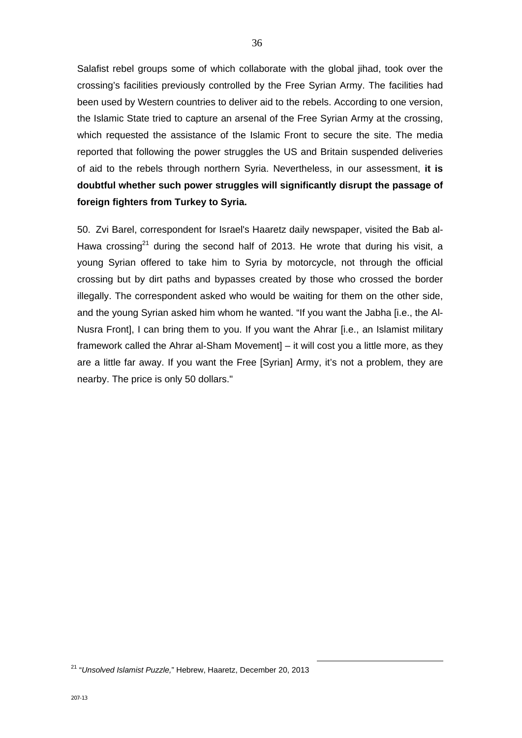Salafist rebel groups some of which collaborate with the global jihad, took over the crossing's facilities previously controlled by the Free Syrian Army. The facilities had been used by Western countries to deliver aid to the rebels. According to one version, the Islamic State tried to capture an arsenal of the Free Syrian Army at the crossing, which requested the assistance of the Islamic Front to secure the site. The media reported that following the power struggles the US and Britain suspended deliveries of aid to the rebels through northern Syria. Nevertheless, in our assessment, **it is doubtful whether such power struggles will significantly disrupt the passage of foreign fighters from Turkey to Syria.**

50. Zvi Barel, correspondent for Israel's Haaretz daily newspaper, visited the Bab al-Hawa crossing[21] during the second half of 2013. He wrote that during his visit, a young Syrian offered to take him to Syria by motorcycle, not through the official crossing but by dirt paths and bypasses created by those who crossed the border illegally. The correspondent asked who would be waiting for them on the other side, and the young Syrian asked him whom he wanted. "If you want the Jabha [i.e., the Al-Nusra Front], I can bring them to you. If you want the Ahrar [i.e., an Islamist military framework called the Ahrar al-Sham Movement] – it will cost you a little more, as they are a little far away. If you want the Free [Syrian] Army, it's not a problem, they are nearby. The price is only 50 dollars."

[21] "*Unsolved Islamist Puzzle,*" Hebrew, Haaretz, December 20, 2013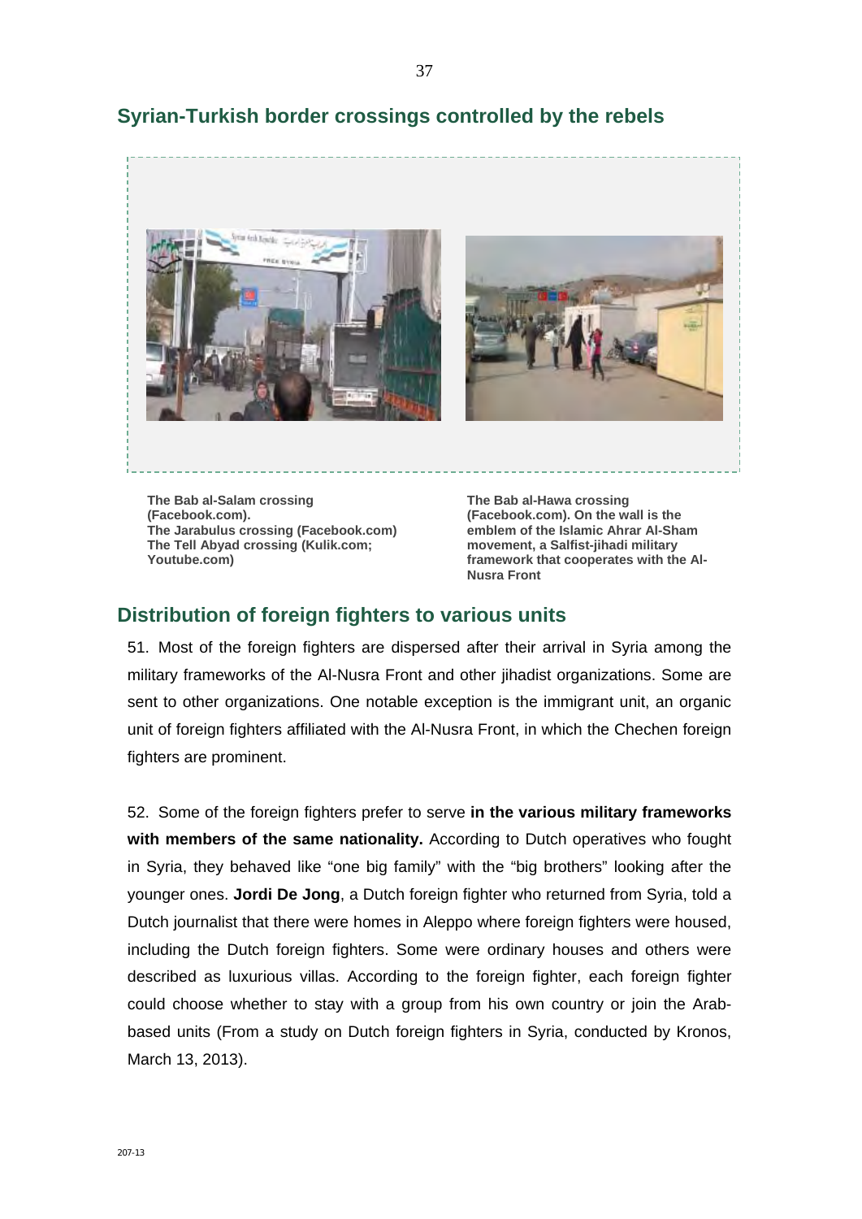## Syrian-Turkish border crossings controlled by the rebels

**The Bab al-Salam crossing (Facebook.com).**
**The Jarabulus crossing (Facebook.com)**
**The Tell Abyad crossing (Kulik.com; Youtube.com)**

**The Bab al-Hawa crossing (Facebook.com). On the wall is the emblem of the Islamic Ahrar Al-Sham movement, a Salfist-jihadi military framework that cooperates with the Al-Nusra Front**

## Distribution of foreign fighters to various units

51. Most of the foreign fighters are dispersed after their arrival in Syria among the military frameworks of the Al-Nusra Front and other jihadist organizations. Some are sent to other organizations. One notable exception is the immigrant unit, an organic unit of foreign fighters affiliated with the Al-Nusra Front, in which the Chechen foreign fighters are prominent.

52. Some of the foreign fighters prefer to serve **in the various military frameworks with members of the same nationality.** According to Dutch operatives who fought in Syria, they behaved like "one big family" with the "big brothers" looking after the younger ones. **Jordi De Jong**, a Dutch foreign fighter who returned from Syria, told a Dutch journalist that there were homes in Aleppo where foreign fighters were housed, including the Dutch foreign fighters. Some were ordinary houses and others were described as luxurious villas. According to the foreign fighter, each foreign fighter could choose whether to stay with a group from his own country or join the Arab-based units (From a study on Dutch foreign fighters in Syria, conducted by Kronos, March 13, 2013).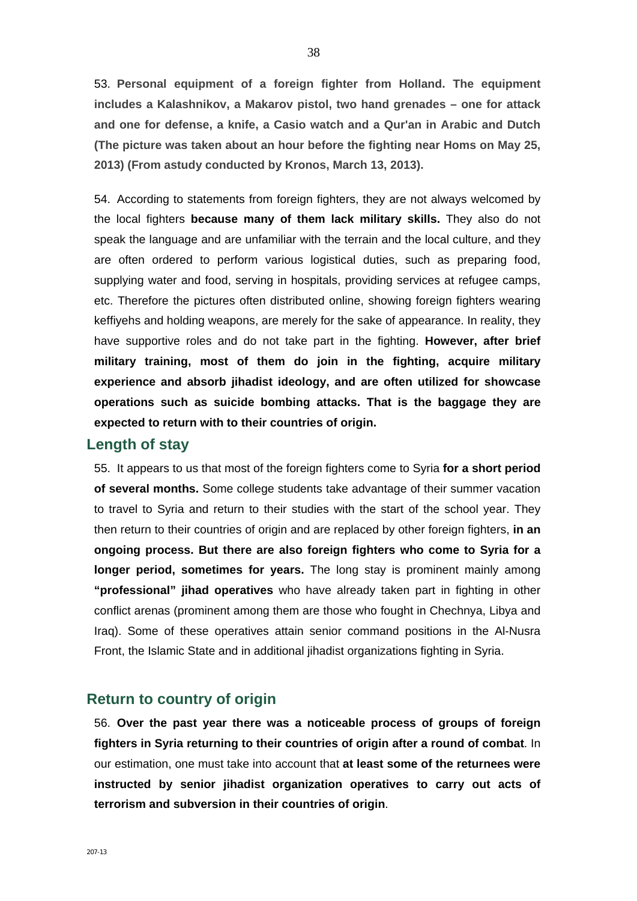53. **Personal equipment of a foreign fighter from Holland. The equipment includes a Kalashnikov, a Makarov pistol, two hand grenades – one for attack and one for defense, a knife, a Casio watch and a Qur'an in Arabic and Dutch (The picture was taken about an hour before the fighting near Homs on May 25, 2013) (From astudy conducted by Kronos, March 13, 2013).**

54. According to statements from foreign fighters, they are not always welcomed by the local fighters **because many of them lack military skills.** They also do not speak the language and are unfamiliar with the terrain and the local culture, and they are often ordered to perform various logistical duties, such as preparing food, supplying water and food, serving in hospitals, providing services at refugee camps, etc. Therefore the pictures often distributed online, showing foreign fighters wearing keffiyehs and holding weapons, are merely for the sake of appearance. In reality, they have supportive roles and do not take part in the fighting. **However, after brief military training, most of them do join in the fighting, acquire military experience and absorb jihadist ideology, and are often utilized for showcase operations such as suicide bombing attacks. That is the baggage they are expected to return with to their countries of origin.**

## Length of stay

55. It appears to us that most of the foreign fighters come to Syria **for a short period of several months.** Some college students take advantage of their summer vacation to travel to Syria and return to their studies with the start of the school year. They then return to their countries of origin and are replaced by other foreign fighters, **in an ongoing process. But there are also foreign fighters who come to Syria for a longer period, sometimes for years.** The long stay is prominent mainly among **"professional" jihad operatives** who have already taken part in fighting in other conflict arenas (prominent among them are those who fought in Chechnya, Libya and Iraq). Some of these operatives attain senior command positions in the Al-Nusra Front, the Islamic State and in additional jihadist organizations fighting in Syria.

## Return to country of origin

56. **Over the past year there was a noticeable process of groups of foreign fighters in Syria returning to their countries of origin after a round of combat**. In our estimation, one must take into account that **at least some of the returnees were instructed by senior jihadist organization operatives to carry out acts of terrorism and subversion in their countries of origin**.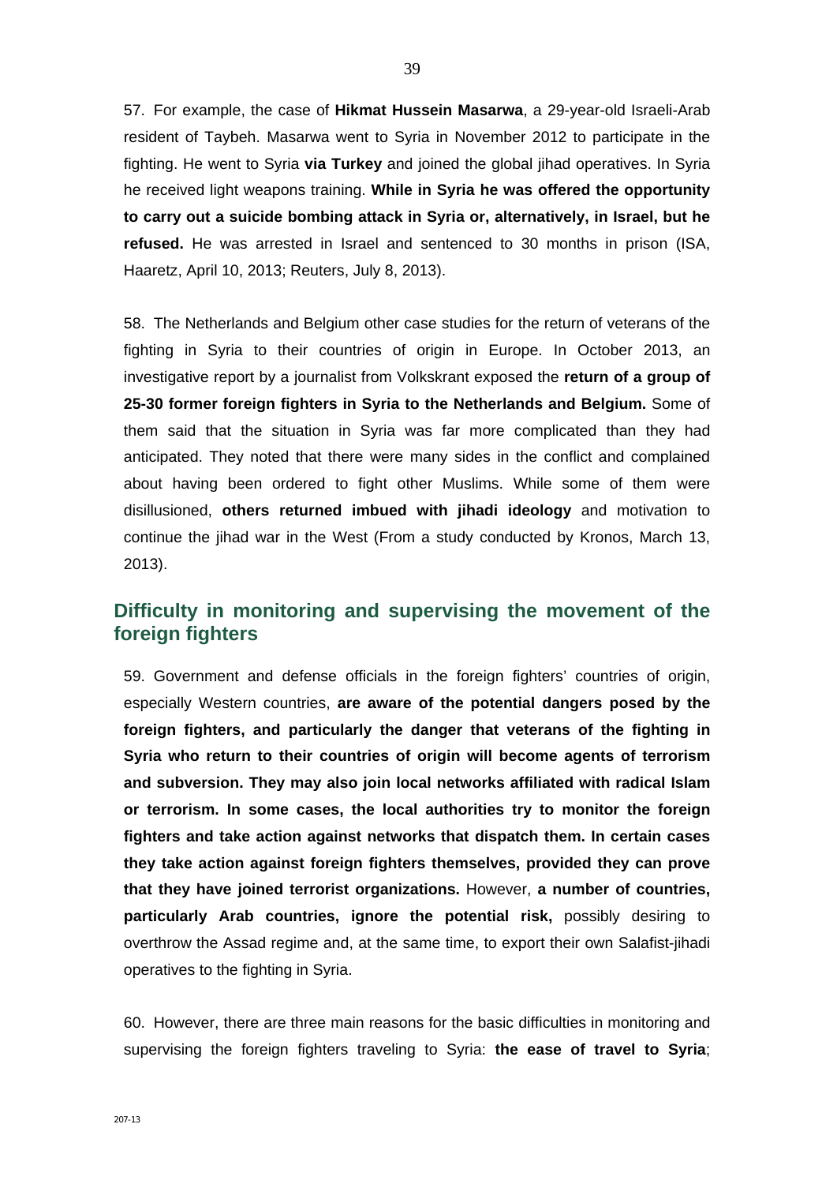57. For example, the case of **Hikmat Hussein Masarwa**, a 29-year-old Israeli-Arab resident of Taybeh. Masarwa went to Syria in November 2012 to participate in the fighting. He went to Syria **via Turkey** and joined the global jihad operatives. In Syria he received light weapons training. **While in Syria he was offered the opportunity to carry out a suicide bombing attack in Syria or, alternatively, in Israel, but he refused.** He was arrested in Israel and sentenced to 30 months in prison (ISA, Haaretz, April 10, 2013; Reuters, July 8, 2013).

58. The Netherlands and Belgium other case studies for the return of veterans of the fighting in Syria to their countries of origin in Europe. In October 2013, an investigative report by a journalist from Volkskrant exposed the **return of a group of 25-30 former foreign fighters in Syria to the Netherlands and Belgium.** Some of them said that the situation in Syria was far more complicated than they had anticipated. They noted that there were many sides in the conflict and complained about having been ordered to fight other Muslims. While some of them were disillusioned, **others returned imbued with jihadi ideology** and motivation to continue the jihad war in the West (From a study conducted by Kronos, March 13, 2013).

## Difficulty in monitoring and supervising the movement of the foreign fighters

59. Government and defense officials in the foreign fighters' countries of origin, especially Western countries, **are aware of the potential dangers posed by the foreign fighters, and particularly the danger that veterans of the fighting in Syria who return to their countries of origin will become agents of terrorism and subversion. They may also join local networks affiliated with radical Islam or terrorism. In some cases, the local authorities try to monitor the foreign fighters and take action against networks that dispatch them. In certain cases they take action against foreign fighters themselves, provided they can prove that they have joined terrorist organizations.** However, **a number of countries, particularly Arab countries, ignore the potential risk,** possibly desiring to overthrow the Assad regime and, at the same time, to export their own Salafist-jihadi operatives to the fighting in Syria.

60. However, there are three main reasons for the basic difficulties in monitoring and supervising the foreign fighters traveling to Syria: **the ease of travel to Syria**;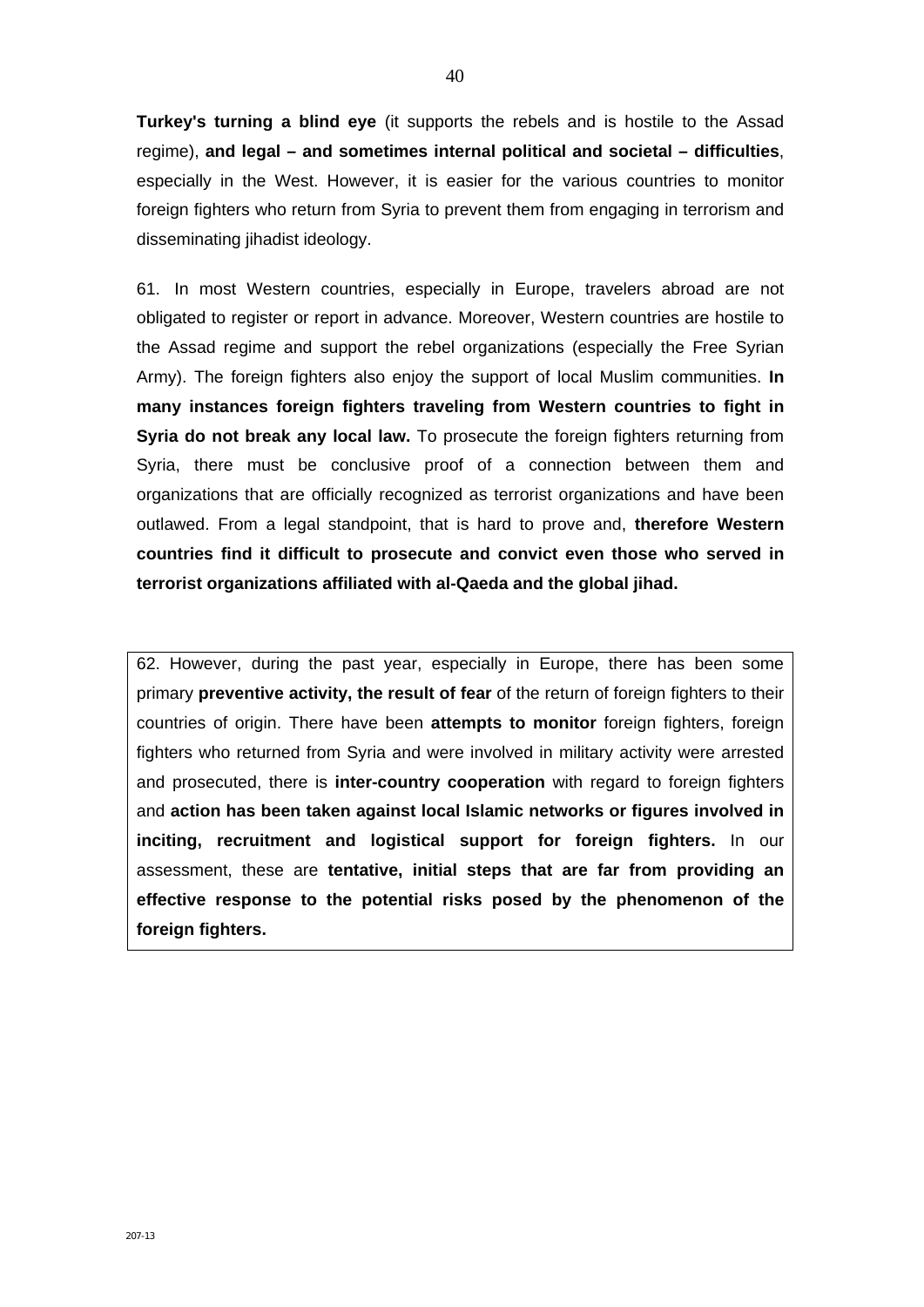**Turkey's turning a blind eye** (it supports the rebels and is hostile to the Assad regime), **and legal – and sometimes internal political and societal – difficulties**, especially in the West. However, it is easier for the various countries to monitor foreign fighters who return from Syria to prevent them from engaging in terrorism and disseminating jihadist ideology.

61. In most Western countries, especially in Europe, travelers abroad are not obligated to register or report in advance. Moreover, Western countries are hostile to the Assad regime and support the rebel organizations (especially the Free Syrian Army). The foreign fighters also enjoy the support of local Muslim communities. **In many instances foreign fighters traveling from Western countries to fight in Syria do not break any local law.** To prosecute the foreign fighters returning from Syria, there must be conclusive proof of a connection between them and organizations that are officially recognized as terrorist organizations and have been outlawed. From a legal standpoint, that is hard to prove and, **therefore Western countries find it difficult to prosecute and convict even those who served in terrorist organizations affiliated with al-Qaeda and the global jihad.**

62. However, during the past year, especially in Europe, there has been some primary **preventive activity, the result of fear** of the return of foreign fighters to their countries of origin. There have been **attempts to monitor** foreign fighters, foreign fighters who returned from Syria and were involved in military activity were arrested and prosecuted, there is **inter-country cooperation** with regard to foreign fighters and **action has been taken against local Islamic networks or figures involved in inciting, recruitment and logistical support for foreign fighters.** In our assessment, these are **tentative, initial steps that are far from providing an effective response to the potential risks posed by the phenomenon of the foreign fighters.**